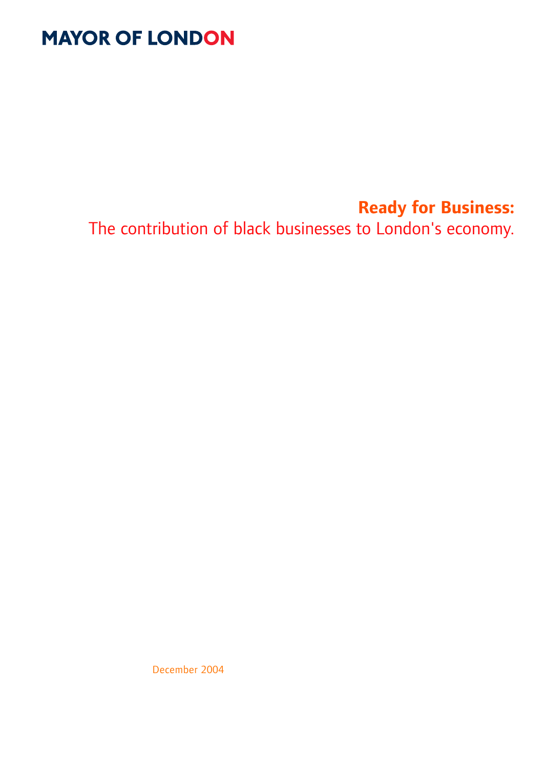MAYOR OF LONDON

# Ready for Business:

The contribution of black businesses to London's economy.

December 2004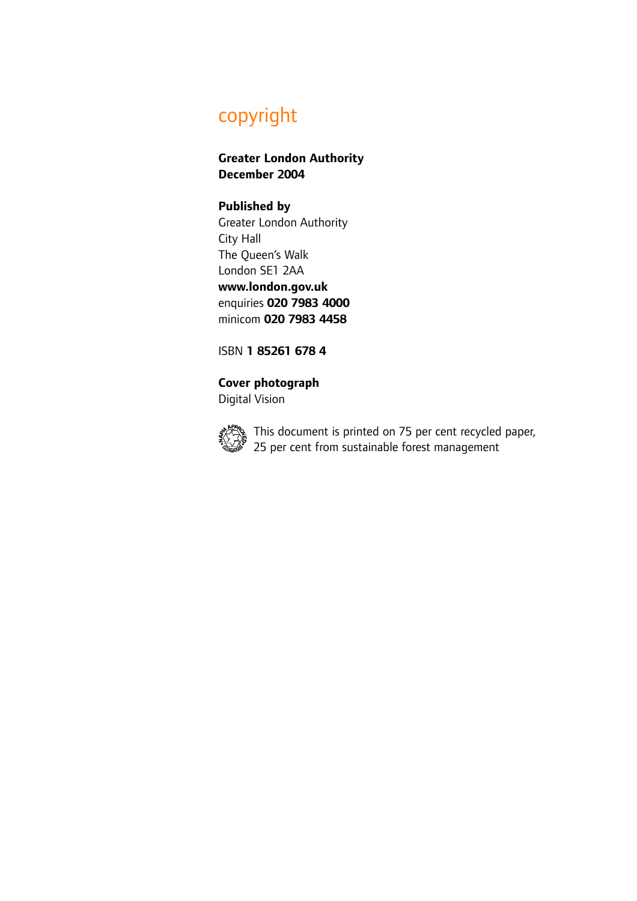## copyright

**Greater London Authority**
**December 2004**

**Published by**
Greater London Authority
City Hall
The Queen's Walk
London SE1 2AA
**www.london.gov.uk**
enquiries **020 7983 4000**
minicom **020 7983 4458**

ISBN **1 85261 678 4**

**Cover photograph**
Digital Vision

This document is printed on 75 per cent recycled paper, 25 per cent from sustainable forest management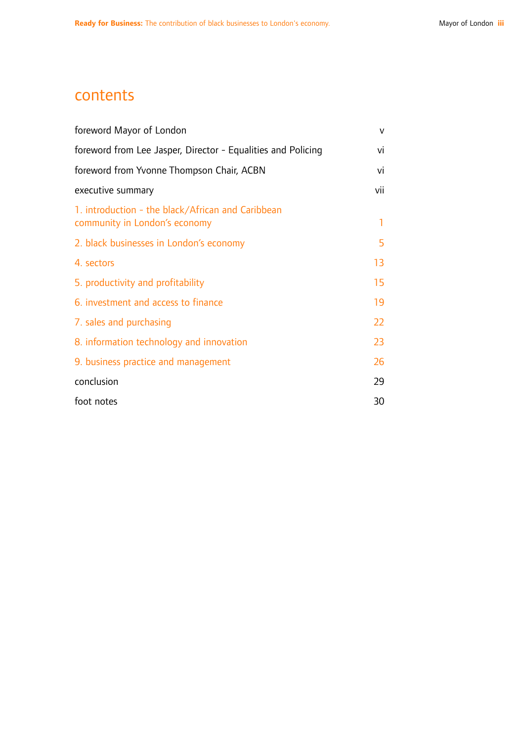# contents

| | |
|---|---|
| foreword Mayor of London | v |
| foreword from Lee Jasper, Director - Equalities and Policing | vi |
| foreword from Yvonne Thompson Chair, ACBN | vi |
| executive summary | vii |
| 1. introduction - the black/African and Caribbean community in London's economy | 1 |
| 2. black businesses in London's economy | 5 |
| 4. sectors | 13 |
| 5. productivity and profitability | 15 |
| 6. investment and access to finance | 19 |
| 7. sales and purchasing | 22 |
| 8. information technology and innovation | 23 |
| 9. business practice and management | 26 |
| conclusion | 29 |
| foot notes | 30 |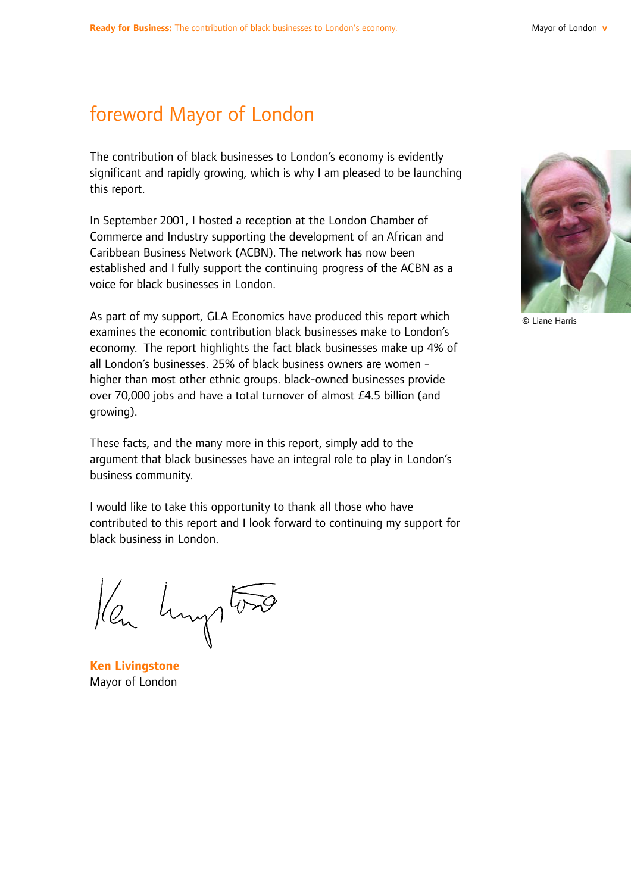# foreword Mayor of London

The contribution of black businesses to London's economy is evidently significant and rapidly growing, which is why I am pleased to be launching this report.

In September 2001, I hosted a reception at the London Chamber of Commerce and Industry supporting the development of an African and Caribbean Business Network (ACBN). The network has now been established and I fully support the continuing progress of the ACBN as a voice for black businesses in London.

As part of my support, GLA Economics have produced this report which examines the economic contribution black businesses make to London's economy. The report highlights the fact black businesses make up 4% of all London's businesses. 25% of black business owners are women - higher than most other ethnic groups. black-owned businesses provide over 70,000 jobs and have a total turnover of almost £4.5 billion (and growing).

These facts, and the many more in this report, simply add to the argument that black businesses have an integral role to play in London's business community.

I would like to take this opportunity to thank all those who have contributed to this report and I look forward to continuing my support for black business in London.

© Liane Harris

**Ken Livingstone**
Mayor of London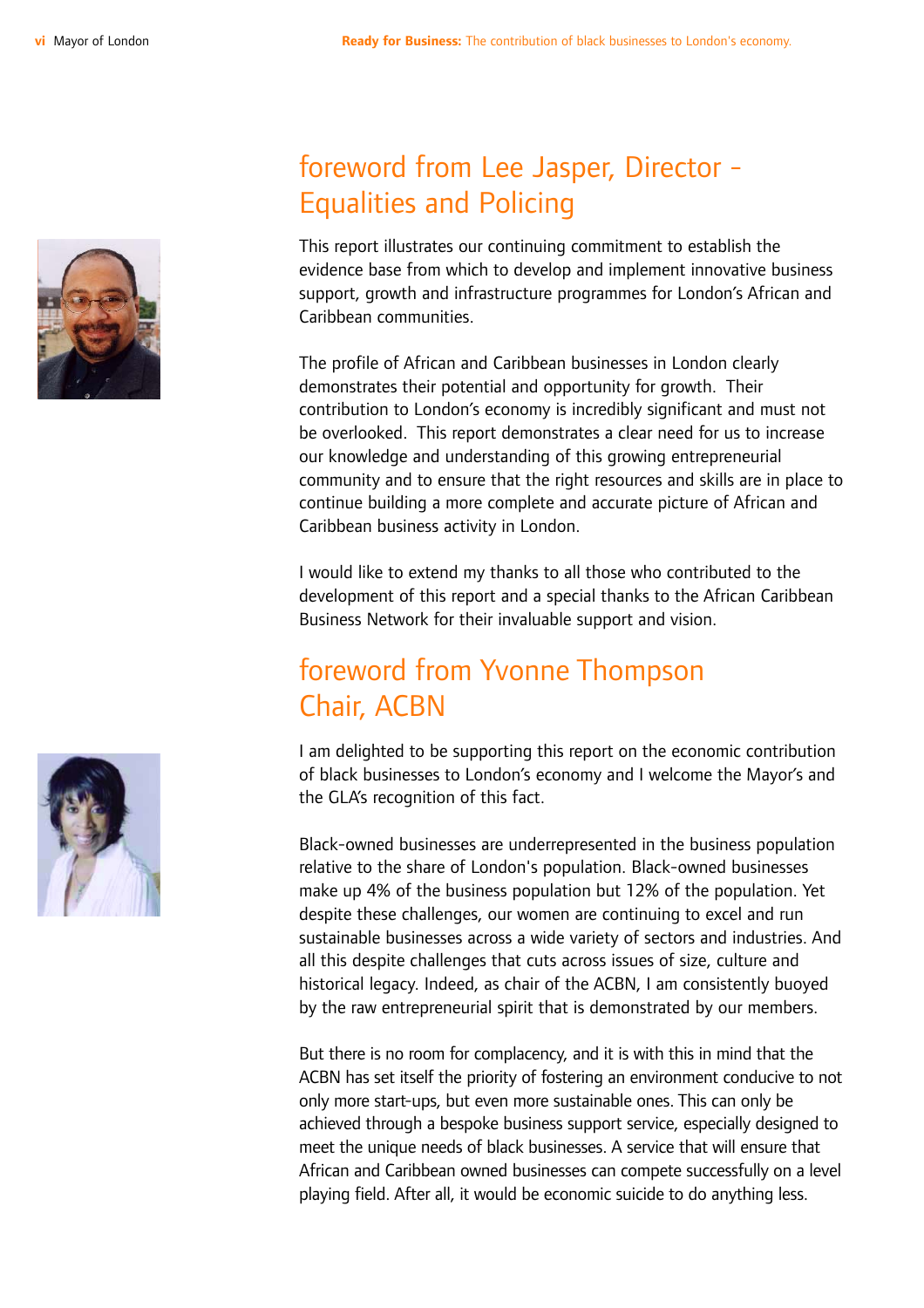## foreword from Lee Jasper, Director - Equalities and Policing

This report illustrates our continuing commitment to establish the evidence base from which to develop and implement innovative business support, growth and infrastructure programmes for London's African and Caribbean communities.

The profile of African and Caribbean businesses in London clearly demonstrates their potential and opportunity for growth. Their contribution to London's economy is incredibly significant and must not be overlooked. This report demonstrates a clear need for us to increase our knowledge and understanding of this growing entrepreneurial community and to ensure that the right resources and skills are in place to continue building a more complete and accurate picture of African and Caribbean business activity in London.

I would like to extend my thanks to all those who contributed to the development of this report and a special thanks to the African Caribbean Business Network for their invaluable support and vision.

## foreword from Yvonne Thompson Chair, ACBN

I am delighted to be supporting this report on the economic contribution of black businesses to London's economy and I welcome the Mayor's and the GLA's recognition of this fact.

Black-owned businesses are underrepresented in the business population relative to the share of London's population. Black-owned businesses make up 4% of the business population but 12% of the population. Yet despite these challenges, our women are continuing to excel and run sustainable businesses across a wide variety of sectors and industries. And all this despite challenges that cuts across issues of size, culture and historical legacy. Indeed, as chair of the ACBN, I am consistently buoyed by the raw entrepreneurial spirit that is demonstrated by our members.

But there is no room for complacency, and it is with this in mind that the ACBN has set itself the priority of fostering an environment conducive to not only more start-ups, but even more sustainable ones. This can only be achieved through a bespoke business support service, especially designed to meet the unique needs of black businesses. A service that will ensure that African and Caribbean owned businesses can compete successfully on a level playing field. After all, it would be economic suicide to do anything less.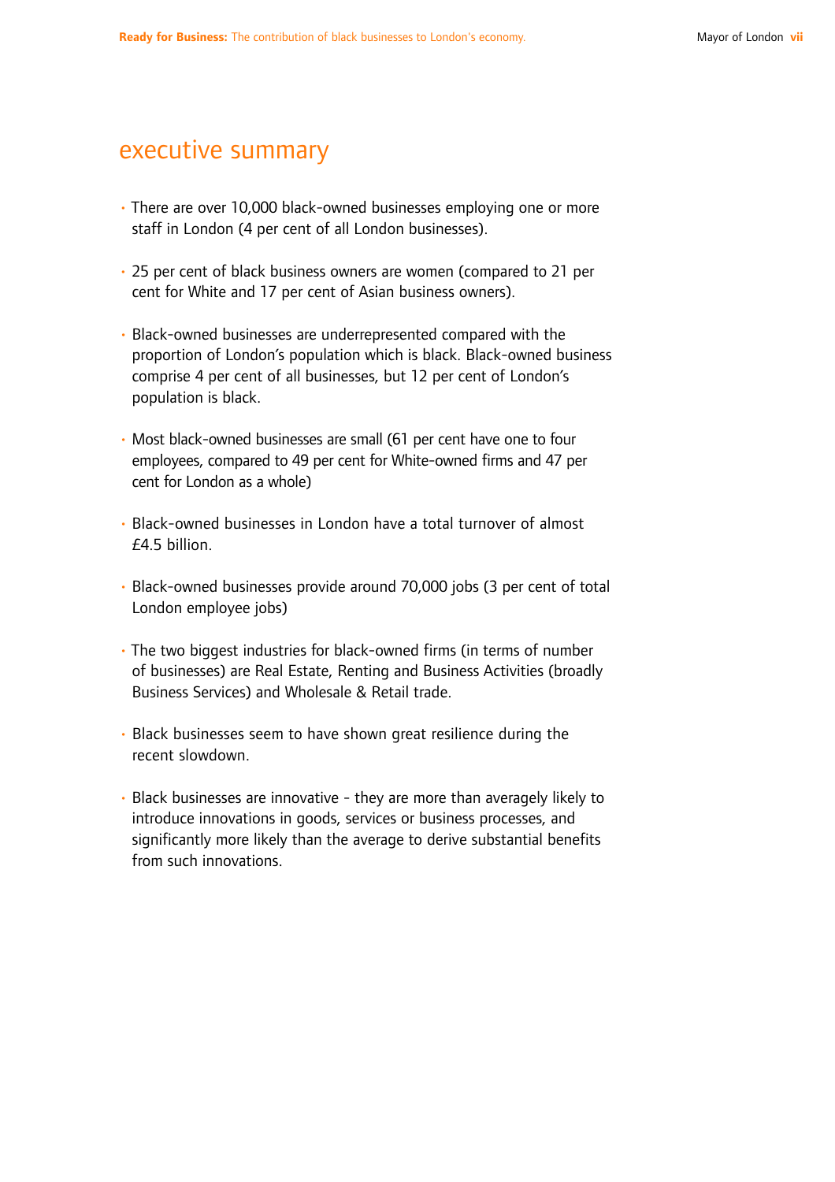# executive summary

- There are over 10,000 black-owned businesses employing one or more staff in London (4 per cent of all London businesses).
- 25 per cent of black business owners are women (compared to 21 per cent for White and 17 per cent of Asian business owners).
- Black-owned businesses are underrepresented compared with the proportion of London's population which is black. Black-owned business comprise 4 per cent of all businesses, but 12 per cent of London's population is black.
- Most black-owned businesses are small (61 per cent have one to four employees, compared to 49 per cent for White-owned firms and 47 per cent for London as a whole)
- Black-owned businesses in London have a total turnover of almost £4.5 billion.
- Black-owned businesses provide around 70,000 jobs (3 per cent of total London employee jobs)
- The two biggest industries for black-owned firms (in terms of number of businesses) are Real Estate, Renting and Business Activities (broadly Business Services) and Wholesale & Retail trade.
- Black businesses seem to have shown great resilience during the recent slowdown.
- Black businesses are innovative - they are more than averagely likely to introduce innovations in goods, services or business processes, and significantly more likely than the average to derive substantial benefits from such innovations.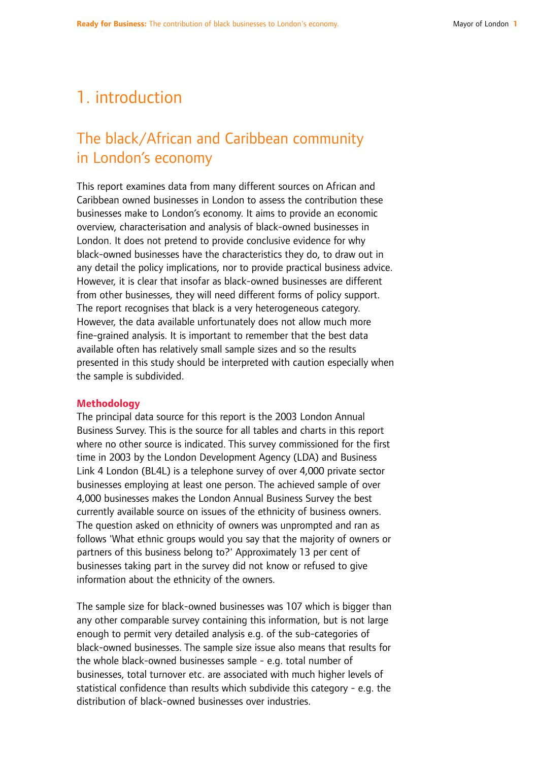# 1. introduction

## The black/African and Caribbean community in London's economy

This report examines data from many different sources on African and Caribbean owned businesses in London to assess the contribution these businesses make to London's economy. It aims to provide an economic overview, characterisation and analysis of black-owned businesses in London. It does not pretend to provide conclusive evidence for why black-owned businesses have the characteristics they do, to draw out in any detail the policy implications, nor to provide practical business advice. However, it is clear that insofar as black-owned businesses are different from other businesses, they will need different forms of policy support. The report recognises that black is a very heterogeneous category. However, the data available unfortunately does not allow much more fine-grained analysis. It is important to remember that the best data available often has relatively small sample sizes and so the results presented in this study should be interpreted with caution especially when the sample is subdivided.

### Methodology

The principal data source for this report is the 2003 London Annual Business Survey. This is the source for all tables and charts in this report where no other source is indicated. This survey commissioned for the first time in 2003 by the London Development Agency (LDA) and Business Link 4 London (BL4L) is a telephone survey of over 4,000 private sector businesses employing at least one person. The achieved sample of over 4,000 businesses makes the London Annual Business Survey the best currently available source on issues of the ethnicity of business owners. The question asked on ethnicity of owners was unprompted and ran as follows 'What ethnic groups would you say that the majority of owners or partners of this business belong to?' Approximately 13 per cent of businesses taking part in the survey did not know or refused to give information about the ethnicity of the owners.

The sample size for black-owned businesses was 107 which is bigger than any other comparable survey containing this information, but is not large enough to permit very detailed analysis e.g. of the sub-categories of black-owned businesses. The sample size issue also means that results for the whole black-owned businesses sample - e.g. total number of businesses, total turnover etc. are associated with much higher levels of statistical confidence than results which subdivide this category - e.g. the distribution of black-owned businesses over industries.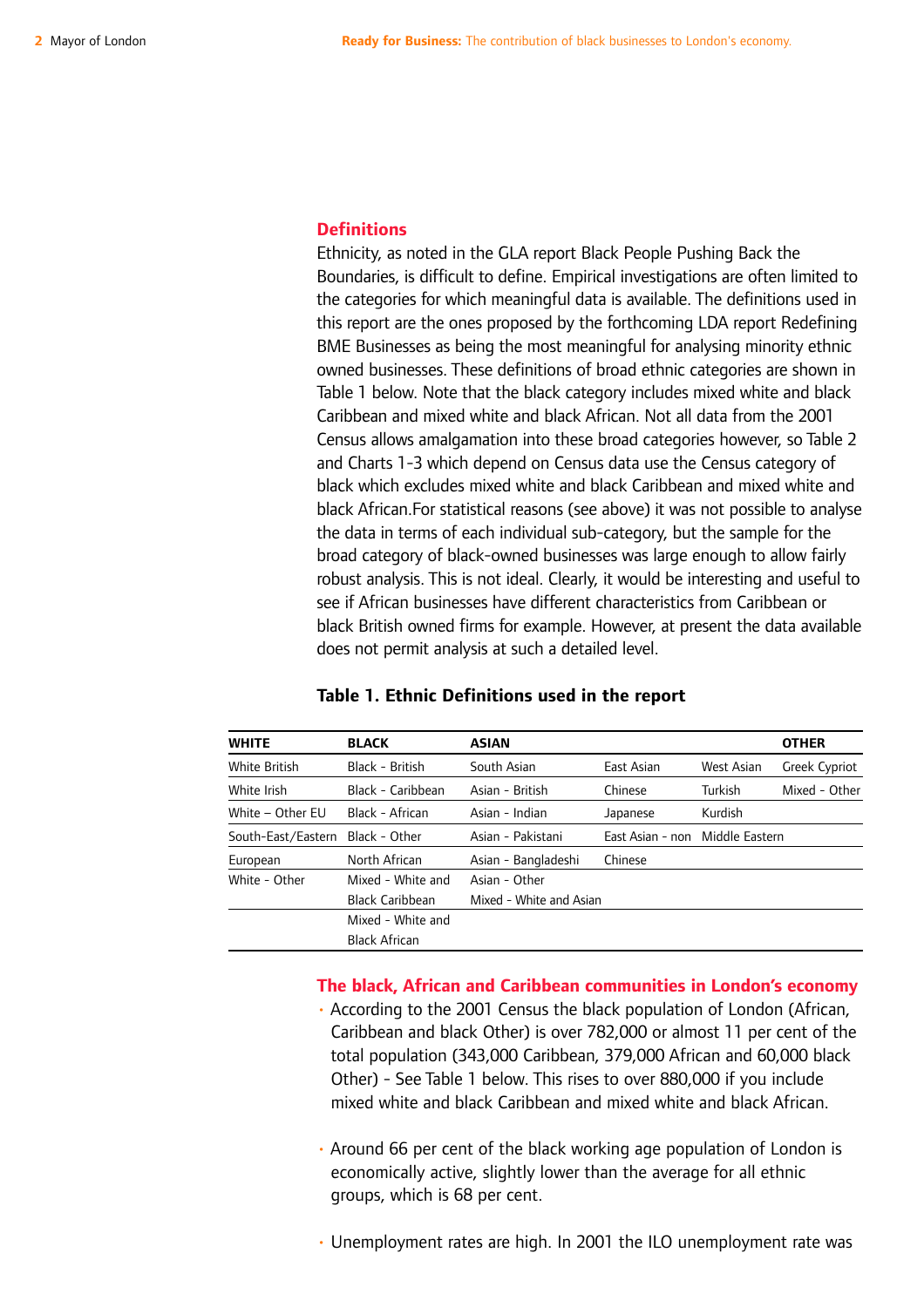## Definitions

Ethnicity, as noted in the GLA report Black People Pushing Back the Boundaries, is difficult to define. Empirical investigations are often limited to the categories for which meaningful data is available. The definitions used in this report are the ones proposed by the forthcoming LDA report Redefining BME Businesses as being the most meaningful for analysing minority ethnic owned businesses. These definitions of broad ethnic categories are shown in Table 1 below. Note that the black category includes mixed white and black Caribbean and mixed white and black African. Not all data from the 2001 Census allows amalgamation into these broad categories however, so Table 2 and Charts 1-3 which depend on Census data use the Census category of black which excludes mixed white and black Caribbean and mixed white and black African.For statistical reasons (see above) it was not possible to analyse the data in terms of each individual sub-category, but the sample for the broad category of black-owned businesses was large enough to allow fairly robust analysis. This is not ideal. Clearly, it would be interesting and useful to see if African businesses have different characteristics from Caribbean or black British owned firms for example. However, at present the data available does not permit analysis at such a detailed level.

**Table 1. Ethnic Definitions used in the report**

| WHITE | BLACK | ASIAN | | | OTHER |
|---|---|---|---|---|---|
| White British | Black - British | South Asian | East Asian | West Asian | Greek Cypriot |
| White Irish | Black - Caribbean | Asian - British | Chinese | Turkish | Mixed - Other |
| White – Other EU | Black - African | Asian - Indian | Japanese | Kurdish | |
| South-East/Eastern | Black - Other | Asian - Pakistani | East Asian - non | Middle Eastern | |
| European | North African | Asian - Bangladeshi | Chinese | | |
| White - Other | Mixed - White and Black Caribbean | Asian - Other<br>Mixed - White and Asian | | | |
| | Mixed - White and Black African | | | | |

## The black, African and Caribbean communities in London's economy

- According to the 2001 Census the black population of London (African, Caribbean and black Other) is over 782,000 or almost 11 per cent of the total population (343,000 Caribbean, 379,000 African and 60,000 black Other) - See Table 1 below. This rises to over 880,000 if you include mixed white and black Caribbean and mixed white and black African.

- Around 66 per cent of the black working age population of London is economically active, slightly lower than the average for all ethnic groups, which is 68 per cent.

- Unemployment rates are high. In 2001 the ILO unemployment rate was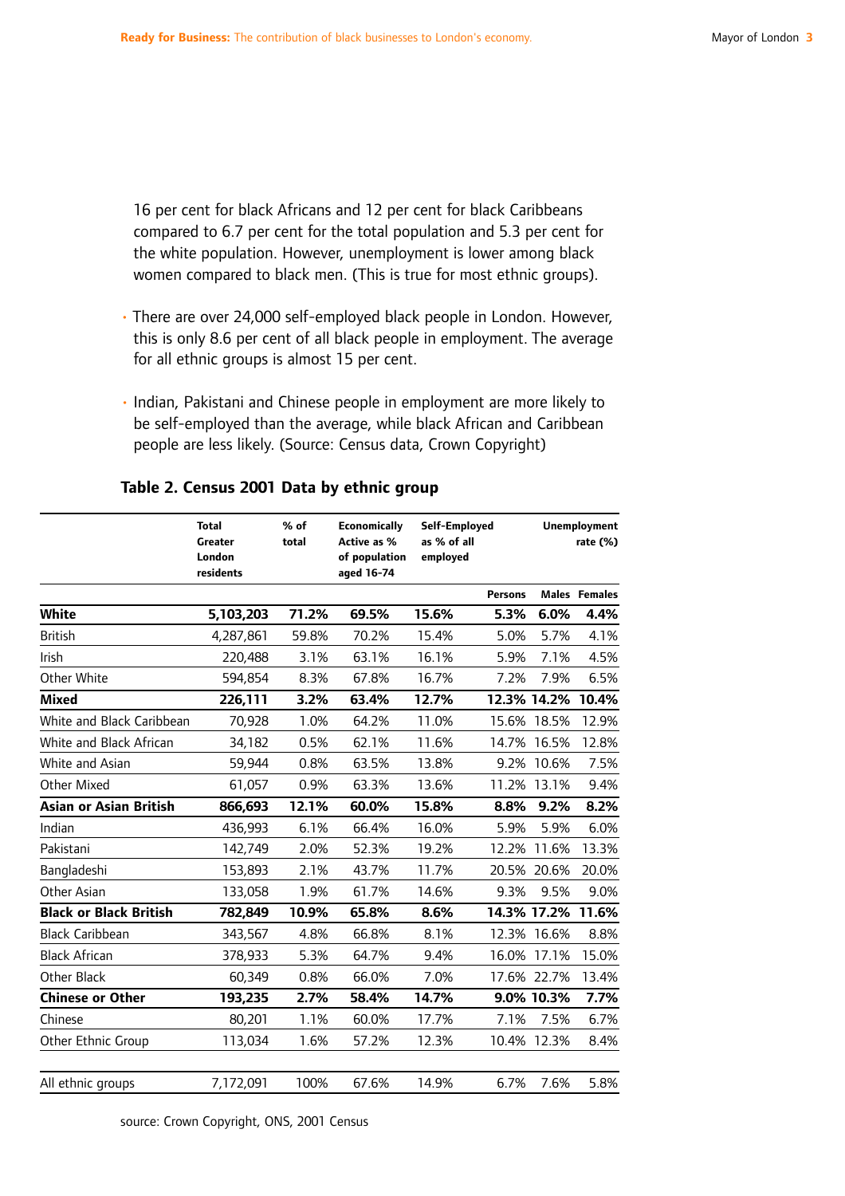16 per cent for black Africans and 12 per cent for black Caribbeans compared to 6.7 per cent for the total population and 5.3 per cent for the white population. However, unemployment is lower among black women compared to black men. (This is true for most ethnic groups).

- There are over 24,000 self-employed black people in London. However, this is only 8.6 per cent of all black people in employment. The average for all ethnic groups is almost 15 per cent.

- Indian, Pakistani and Chinese people in employment are more likely to be self-employed than the average, while black African and Caribbean people are less likely. (Source: Census data, Crown Copyright)

**Table 2. Census 2001 Data by ethnic group**

| | Total Greater London residents | % of total | Economically Active as % of population aged 16-74 | Self-Employed as % of all employed | Unemployment rate (%) | | |
|---|---|---|---|---|---|---|---|
| | | | | | Persons | Males | Females |
| **White** | **5,103,203** | **71.2%** | **69.5%** | **15.6%** | **5.3%** | **6.0%** | **4.4%** |
| British | 4,287,861 | 59.8% | 70.2% | 15.4% | 5.0% | 5.7% | 4.1% |
| Irish | 220,488 | 3.1% | 63.1% | 16.1% | 5.9% | 7.1% | 4.5% |
| Other White | 594,854 | 8.3% | 67.8% | 16.7% | 7.2% | 7.9% | 6.5% |
| **Mixed** | **226,111** | **3.2%** | **63.4%** | **12.7%** | **12.3%** | **14.2%** | **10.4%** |
| White and Black Caribbean | 70,928 | 1.0% | 64.2% | 11.0% | 15.6% | 18.5% | 12.9% |
| White and Black African | 34,182 | 0.5% | 62.1% | 11.6% | 14.7% | 16.5% | 12.8% |
| White and Asian | 59,944 | 0.8% | 63.5% | 13.8% | 9.2% | 10.6% | 7.5% |
| Other Mixed | 61,057 | 0.9% | 63.3% | 13.6% | 11.2% | 13.1% | 9.4% |
| **Asian or Asian British** | **866,693** | **12.1%** | **60.0%** | **15.8%** | **8.8%** | **9.2%** | **8.2%** |
| Indian | 436,993 | 6.1% | 66.4% | 16.0% | 5.9% | 5.9% | 6.0% |
| Pakistani | 142,749 | 2.0% | 52.3% | 19.2% | 12.2% | 11.6% | 13.3% |
| Bangladeshi | 153,893 | 2.1% | 43.7% | 11.7% | 20.5% | 20.6% | 20.0% |
| Other Asian | 133,058 | 1.9% | 61.7% | 14.6% | 9.3% | 9.5% | 9.0% |
| **Black or Black British** | **782,849** | **10.9%** | **65.8%** | **8.6%** | **14.3%** | **17.2%** | **11.6%** |
| Black Caribbean | 343,567 | 4.8% | 66.8% | 8.1% | 12.3% | 16.6% | 8.8% |
| Black African | 378,933 | 5.3% | 64.7% | 9.4% | 16.0% | 17.1% | 15.0% |
| Other Black | 60,349 | 0.8% | 66.0% | 7.0% | 17.6% | 22.7% | 13.4% |
| **Chinese or Other** | **193,235** | **2.7%** | **58.4%** | **14.7%** | **9.0%** | **10.3%** | **7.7%** |
| Chinese | 80,201 | 1.1% | 60.0% | 17.7% | 7.1% | 7.5% | 6.7% |
| Other Ethnic Group | 113,034 | 1.6% | 57.2% | 12.3% | 10.4% | 12.3% | 8.4% |
| All ethnic groups | 7,172,091 | 100% | 67.6% | 14.9% | 6.7% | 7.6% | 5.8% |

source: Crown Copyright, ONS, 2001 Census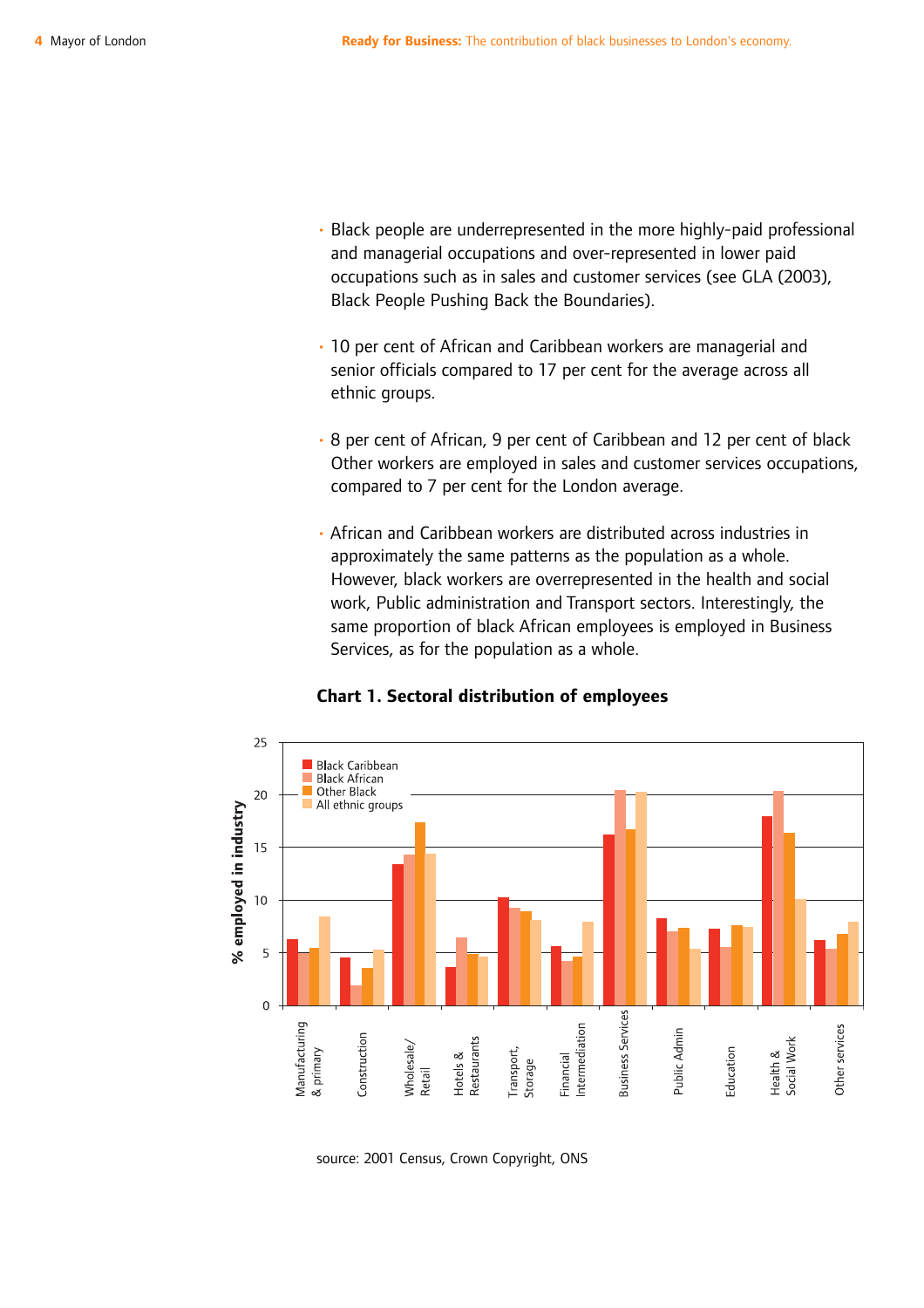- Black people are underrepresented in the more highly-paid professional and managerial occupations and over-represented in lower paid occupations such as in sales and customer services (see GLA (2003), Black People Pushing Back the Boundaries).
- 10 per cent of African and Caribbean workers are managerial and senior officials compared to 17 per cent for the average across all ethnic groups.
- 8 per cent of African, 9 per cent of Caribbean and 12 per cent of black Other workers are employed in sales and customer services occupations, compared to 7 per cent for the London average.
- African and Caribbean workers are distributed across industries in approximately the same patterns as the population as a whole. However, black workers are overrepresented in the health and social work, Public administration and Transport sectors. Interestingly, the same proportion of black African employees is employed in Business Services, as for the population as a whole.

**Chart 1. Sectoral distribution of employees**

source: 2001 Census, Crown Copyright, ONS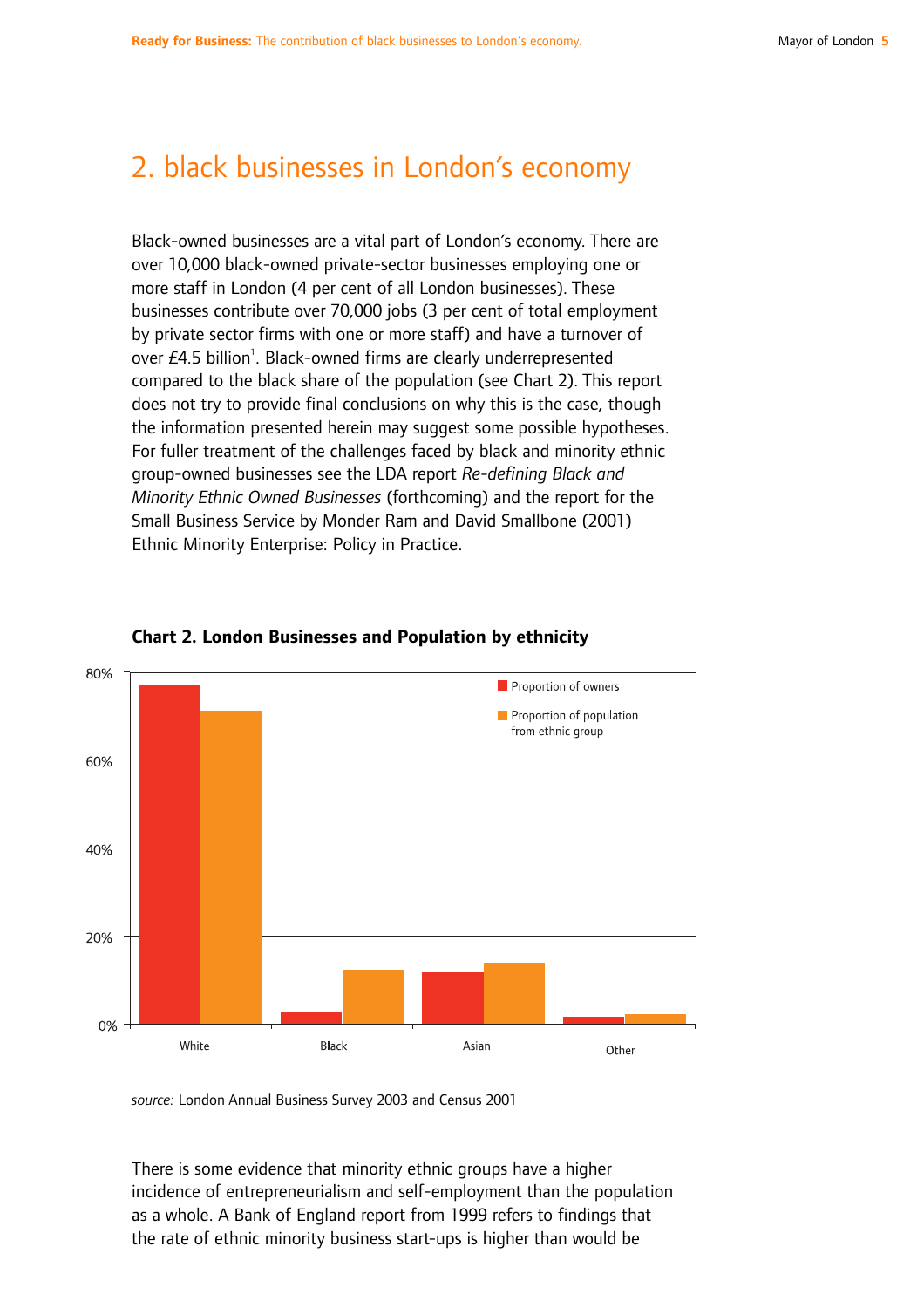## 2. black businesses in London's economy

Black-owned businesses are a vital part of London's economy. There are over 10,000 black-owned private-sector businesses employing one or more staff in London (4 per cent of all London businesses). These businesses contribute over 70,000 jobs (3 per cent of total employment by private sector firms with one or more staff) and have a turnover of over £4.5 billion[1]. Black-owned firms are clearly underrepresented compared to the black share of the population (see Chart 2). This report does not try to provide final conclusions on why this is the case, though the information presented herein may suggest some possible hypotheses. For fuller treatment of the challenges faced by black and minority ethnic group-owned businesses see the LDA report *Re-defining Black and Minority Ethnic Owned Businesses* (forthcoming) and the report for the Small Business Service by Monder Ram and David Smallbone (2001) Ethnic Minority Enterprise: Policy in Practice.

**Chart 2. London Businesses and Population by ethnicity**

*source:* London Annual Business Survey 2003 and Census 2001

There is some evidence that minority ethnic groups have a higher incidence of entrepreneurialism and self-employment than the population as a whole. A Bank of England report from 1999 refers to findings that the rate of ethnic minority business start-ups is higher than would be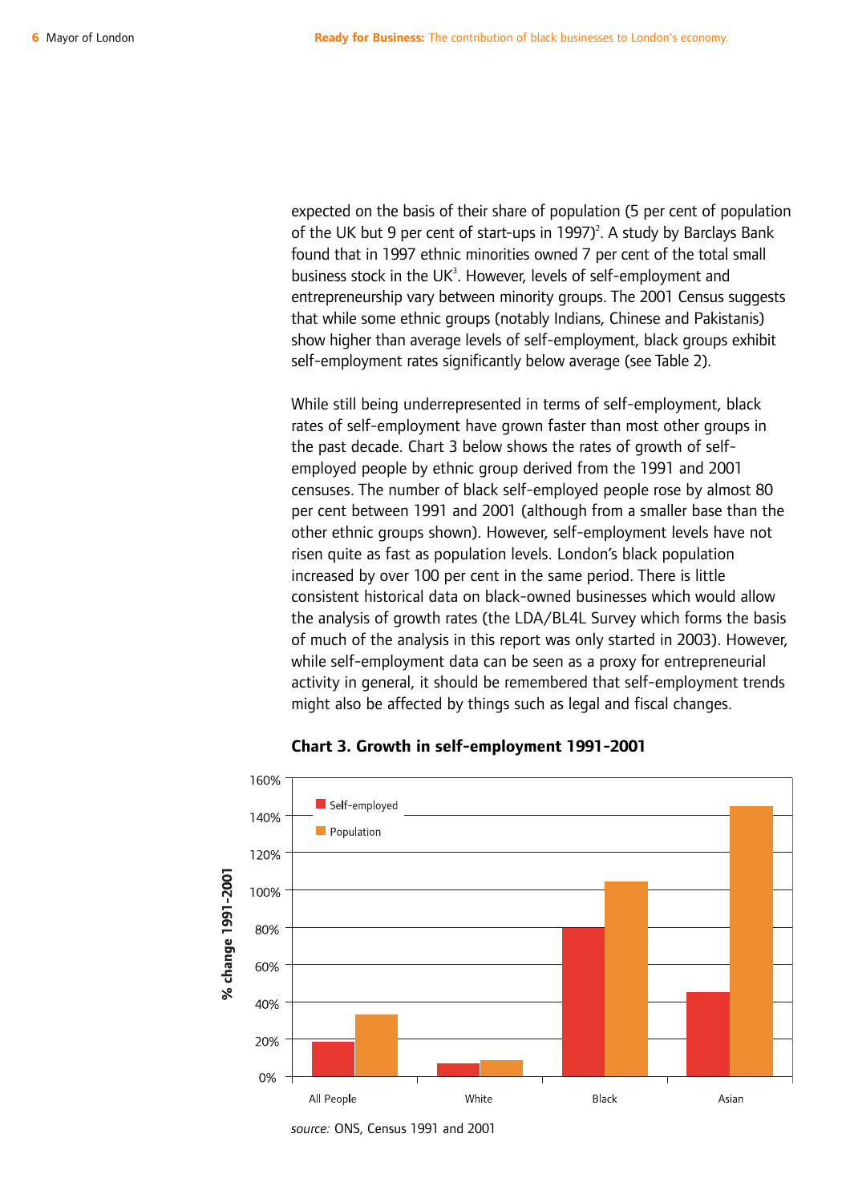expected on the basis of their share of population (5 per cent of population of the UK but 9 per cent of start-ups in 1997)[2]. A study by Barclays Bank found that in 1997 ethnic minorities owned 7 per cent of the total small business stock in the UK[3]. However, levels of self-employment and entrepreneurship vary between minority groups. The 2001 Census suggests that while some ethnic groups (notably Indians, Chinese and Pakistanis) show higher than average levels of self-employment, black groups exhibit self-employment rates significantly below average (see Table 2).

While still being underrepresented in terms of self-employment, black rates of self-employment have grown faster than most other groups in the past decade. Chart 3 below shows the rates of growth of self-employed people by ethnic group derived from the 1991 and 2001 censuses. The number of black self-employed people rose by almost 80 per cent between 1991 and 2001 (although from a smaller base than the other ethnic groups shown). However, self-employment levels have not risen quite as fast as population levels. London's black population increased by over 100 per cent in the same period. There is little consistent historical data on black-owned businesses which would allow the analysis of growth rates (the LDA/BL4L Survey which forms the basis of much of the analysis in this report was only started in 2003). However, while self-employment data can be seen as a proxy for entrepreneurial activity in general, it should be remembered that self-employment trends might also be affected by things such as legal and fiscal changes.

**Chart 3. Growth in self-employment 1991-2001**

*source:* ONS, Census 1991 and 2001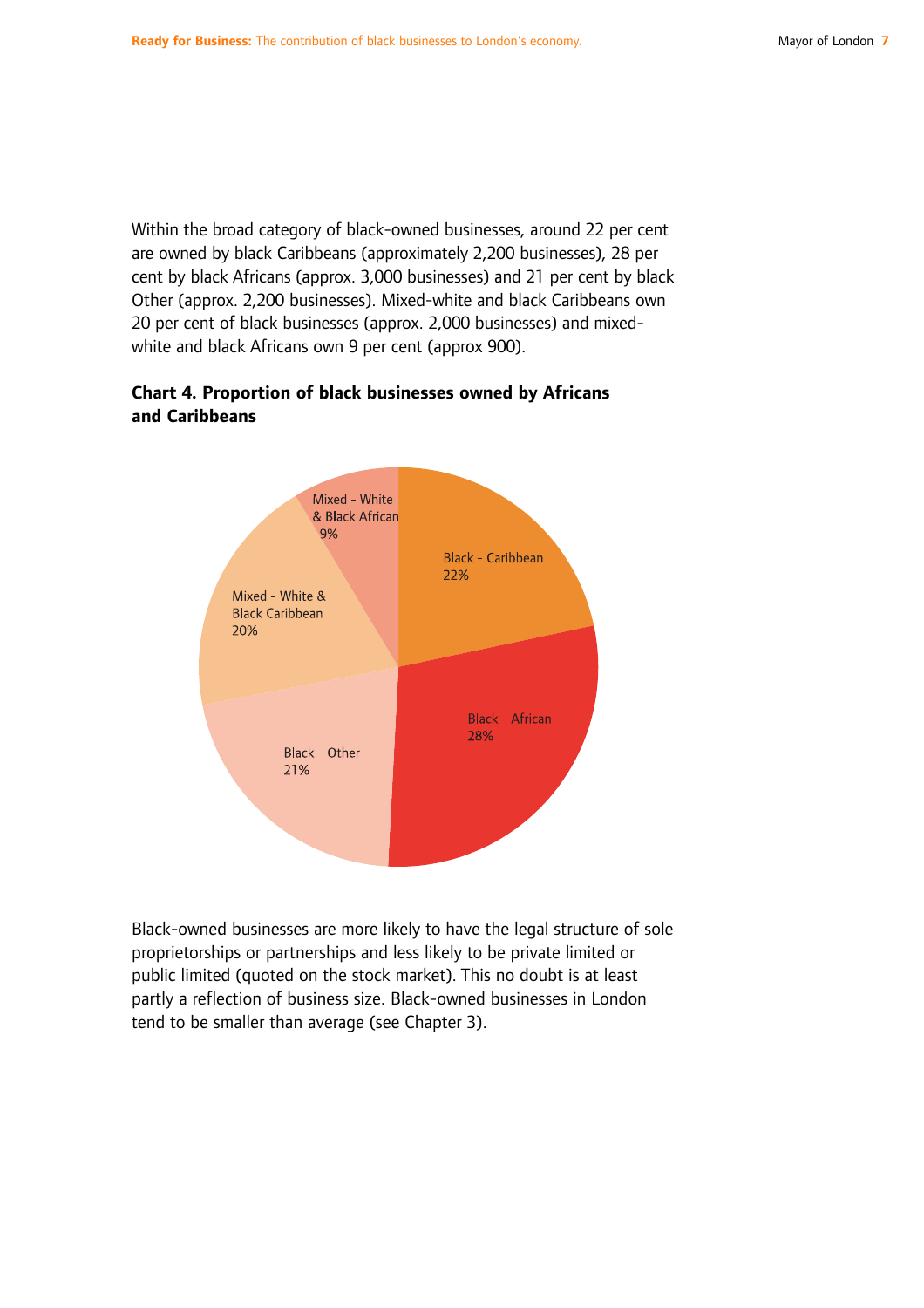Within the broad category of black-owned businesses, around 22 per cent are owned by black Caribbeans (approximately 2,200 businesses), 28 per cent by black Africans (approx. 3,000 businesses) and 21 per cent by black Other (approx. 2,200 businesses). Mixed-white and black Caribbeans own 20 per cent of black businesses (approx. 2,000 businesses) and mixed-white and black Africans own 9 per cent (approx 900).

**Chart 4. Proportion of black businesses owned by Africans and Caribbeans**

| Category | Share |
|---|---|
| Black - Caribbean | 22% |
| Black - African | 28% |
| Black - Other | 21% |
| Mixed - White & Black Caribbean | 20% |
| Mixed - White & Black African | 9% |

Black-owned businesses are more likely to have the legal structure of sole proprietorships or partnerships and less likely to be private limited or public limited (quoted on the stock market). This no doubt is at least partly a reflection of business size. Black-owned businesses in London tend to be smaller than average (see Chapter 3).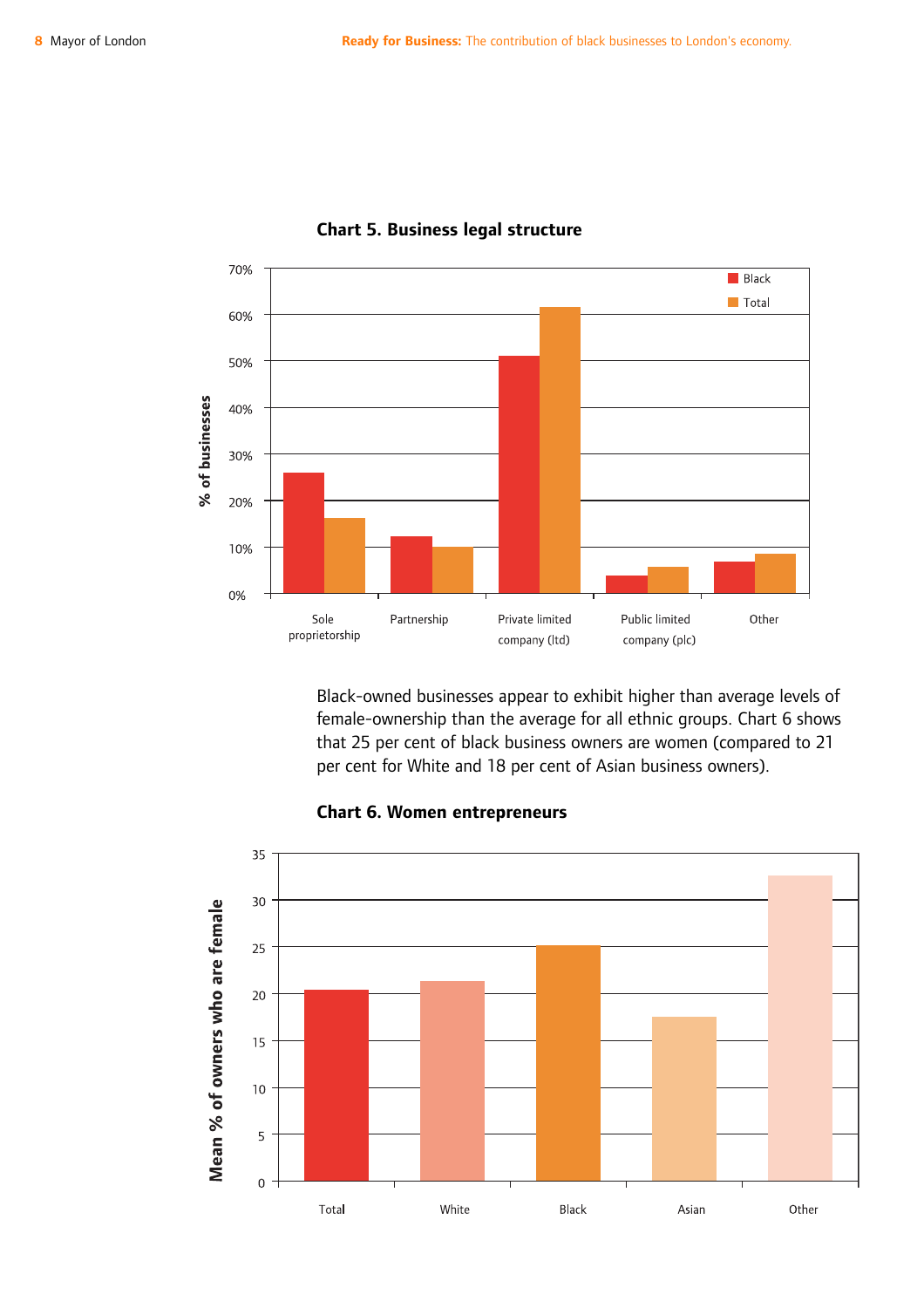**Chart 5. Business legal structure**

**Chart 5. Business legal structure**

| | Black | Total |
|---|---|---|
| Sole proprietorship | 26% | 16% |
| Partnership | 12% | 10% |
| Private limited company (ltd) | 51% | 62% |
| Public limited company (plc) | 4% | 6% |
| Other | 7% | 8% |

Black-owned businesses appear to exhibit higher than average levels of female-ownership than the average for all ethnic groups. Chart 6 shows that 25 per cent of black business owners are women (compared to 21 per cent for White and 18 per cent of Asian business owners).

**Chart 6. Women entrepreneurs**

| | Mean % of owners who are female |
|---|---|
| Total | 20 |
| White | 21 |
| Black | 25 |
| Asian | 18 |
| Other | 33 |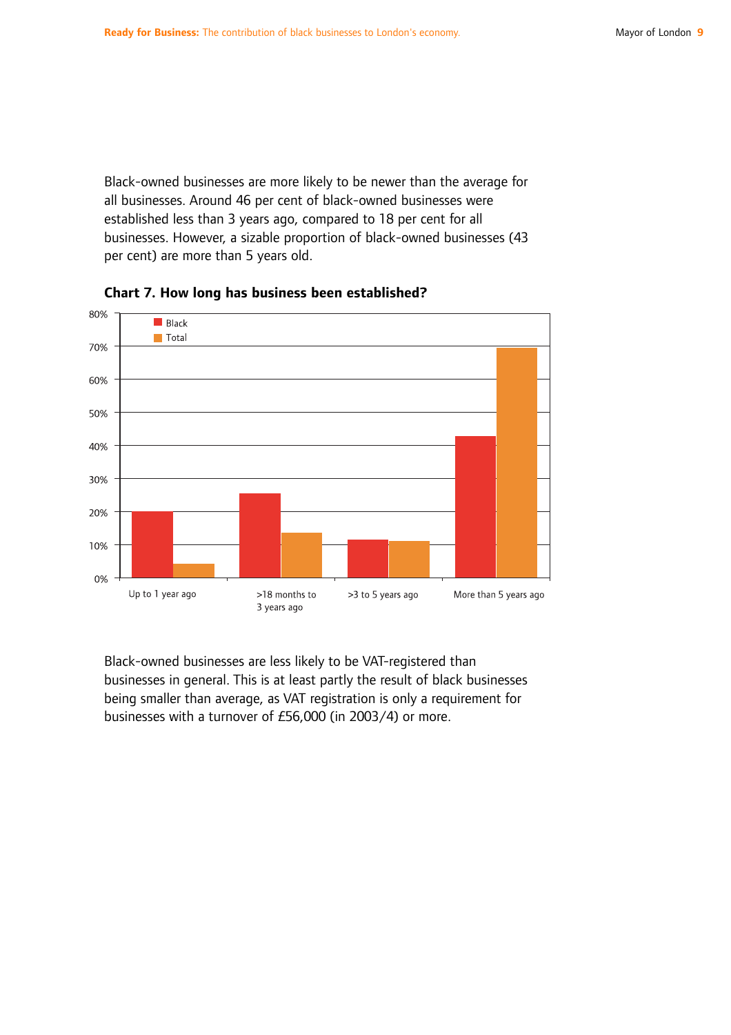Black-owned businesses are more likely to be newer than the average for all businesses. Around 46 per cent of black-owned businesses were established less than 3 years ago, compared to 18 per cent for all businesses. However, a sizable proportion of black-owned businesses (43 per cent) are more than 5 years old.

**Chart 7. How long has business been established?**

Black-owned businesses are less likely to be VAT-registered than businesses in general. This is at least partly the result of black businesses being smaller than average, as VAT registration is only a requirement for businesses with a turnover of £56,000 (in 2003/4) or more.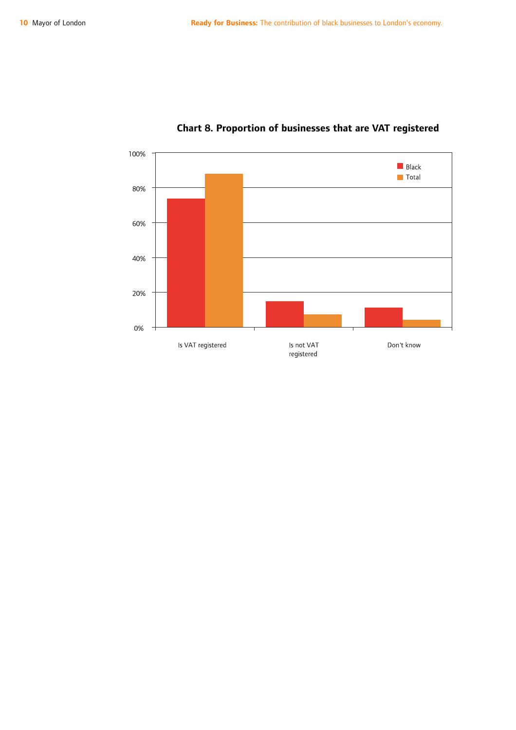**Chart 8. Proportion of businesses that are VAT registered**

| | Black | Total |
|---|---|---|
| Is VAT registered | 74% | 88% |
| Is not VAT registered | 15% | 7% |
| Don't know | 11% | 4% |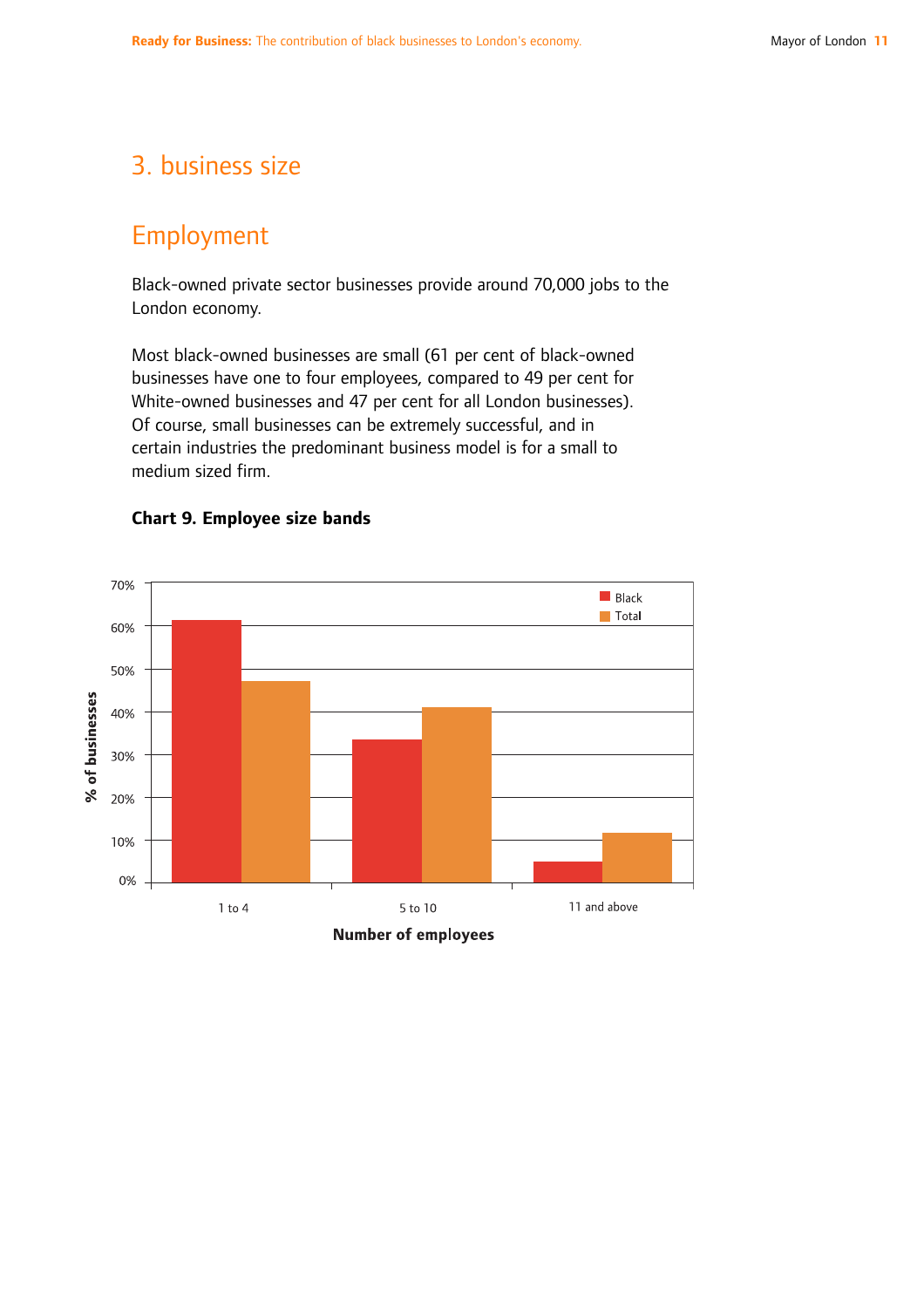# 3. business size

## Employment

Black-owned private sector businesses provide around 70,000 jobs to the London economy.

Most black-owned businesses are small (61 per cent of black-owned businesses have one to four employees, compared to 49 per cent for White-owned businesses and 47 per cent for all London businesses). Of course, small businesses can be extremely successful, and in certain industries the predominant business model is for a small to medium sized firm.

**Chart 9. Employee size bands**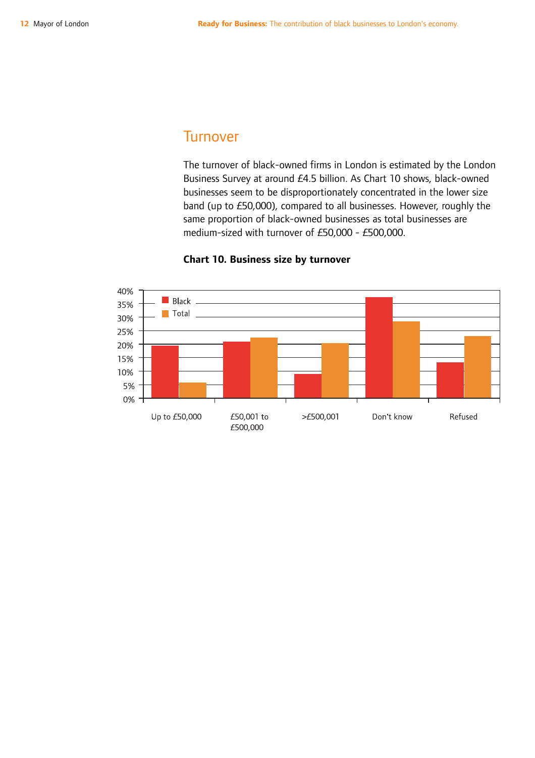## Turnover

The turnover of black-owned firms in London is estimated by the London Business Survey at around £4.5 billion. As Chart 10 shows, black-owned businesses seem to be disproportionately concentrated in the lower size band (up to £50,000), compared to all businesses. However, roughly the same proportion of black-owned businesses as total businesses are medium-sized with turnover of £50,000 - £500,000.

**Chart 10. Business size by turnover**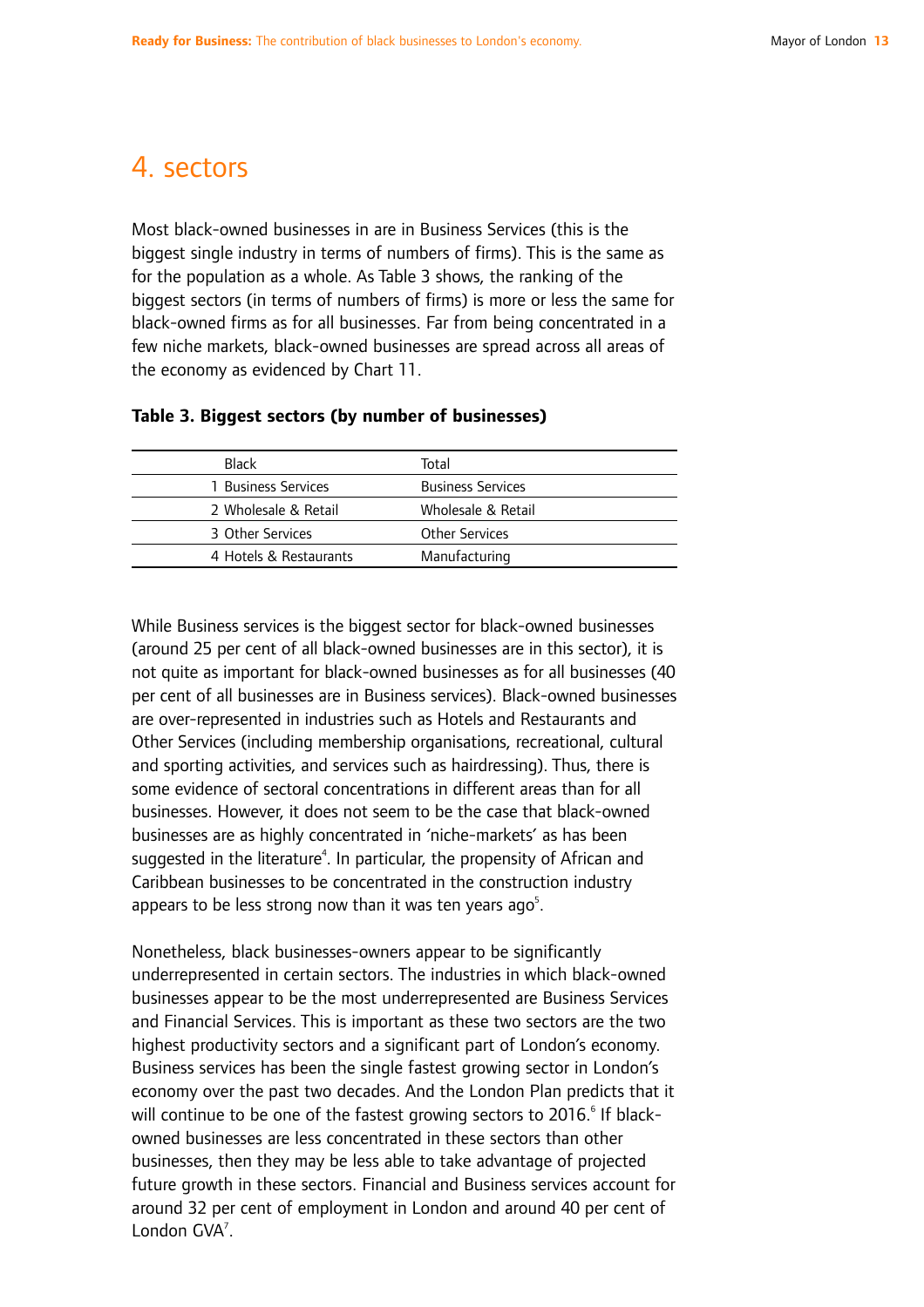# 4. sectors

Most black-owned businesses in are in Business Services (this is the biggest single industry in terms of numbers of firms). This is the same as for the population as a whole. As Table 3 shows, the ranking of the biggest sectors (in terms of numbers of firms) is more or less the same for black-owned firms as for all businesses. Far from being concentrated in a few niche markets, black-owned businesses are spread across all areas of the economy as evidenced by Chart 11.

**Table 3. Biggest sectors (by number of businesses)**

| Black | Total |
|---|---|
| 1 Business Services | Business Services |
| 2 Wholesale & Retail | Wholesale & Retail |
| 3 Other Services | Other Services |
| 4 Hotels & Restaurants | Manufacturing |

While Business services is the biggest sector for black-owned businesses (around 25 per cent of all black-owned businesses are in this sector), it is not quite as important for black-owned businesses as for all businesses (40 per cent of all businesses are in Business services). Black-owned businesses are over-represented in industries such as Hotels and Restaurants and Other Services (including membership organisations, recreational, cultural and sporting activities, and services such as hairdressing). Thus, there is some evidence of sectoral concentrations in different areas than for all businesses. However, it does not seem to be the case that black-owned businesses are as highly concentrated in 'niche-markets' as has been suggested in the literature[4]. In particular, the propensity of African and Caribbean businesses to be concentrated in the construction industry appears to be less strong now than it was ten years ago[5].

Nonetheless, black businesses-owners appear to be significantly underrepresented in certain sectors. The industries in which black-owned businesses appear to be the most underrepresented are Business Services and Financial Services. This is important as these two sectors are the two highest productivity sectors and a significant part of London's economy. Business services has been the single fastest growing sector in London's economy over the past two decades. And the London Plan predicts that it will continue to be one of the fastest growing sectors to 2016.[6] If black-owned businesses are less concentrated in these sectors than other businesses, then they may be less able to take advantage of projected future growth in these sectors. Financial and Business services account for around 32 per cent of employment in London and around 40 per cent of London GVA[7].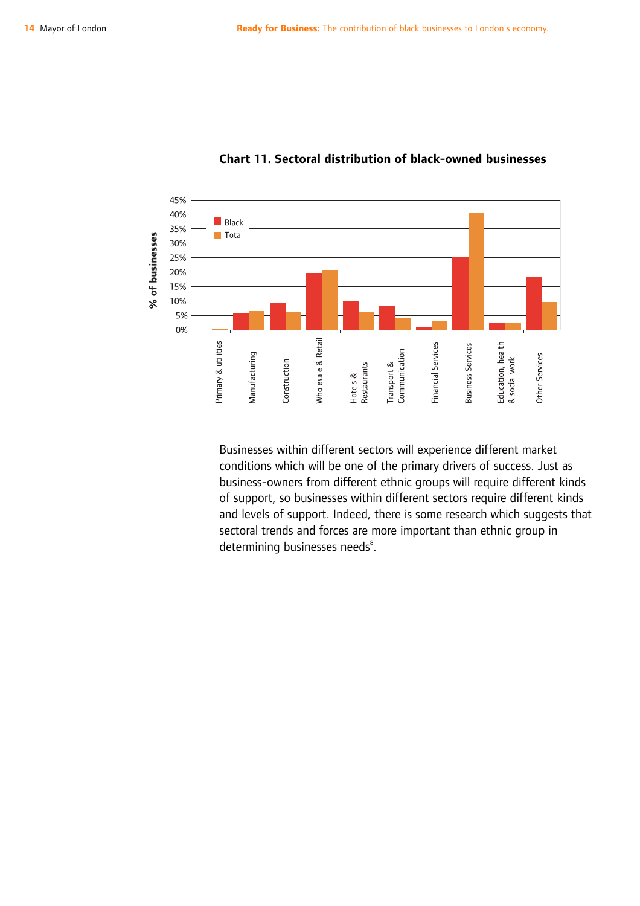**Chart 11. Sectoral distribution of black-owned businesses**

Businesses within different sectors will experience different market conditions which will be one of the primary drivers of success. Just as business-owners from different ethnic groups will require different kinds of support, so businesses within different sectors require different kinds and levels of support. Indeed, there is some research which suggests that sectoral trends and forces are more important than ethnic group in determining businesses needs[8].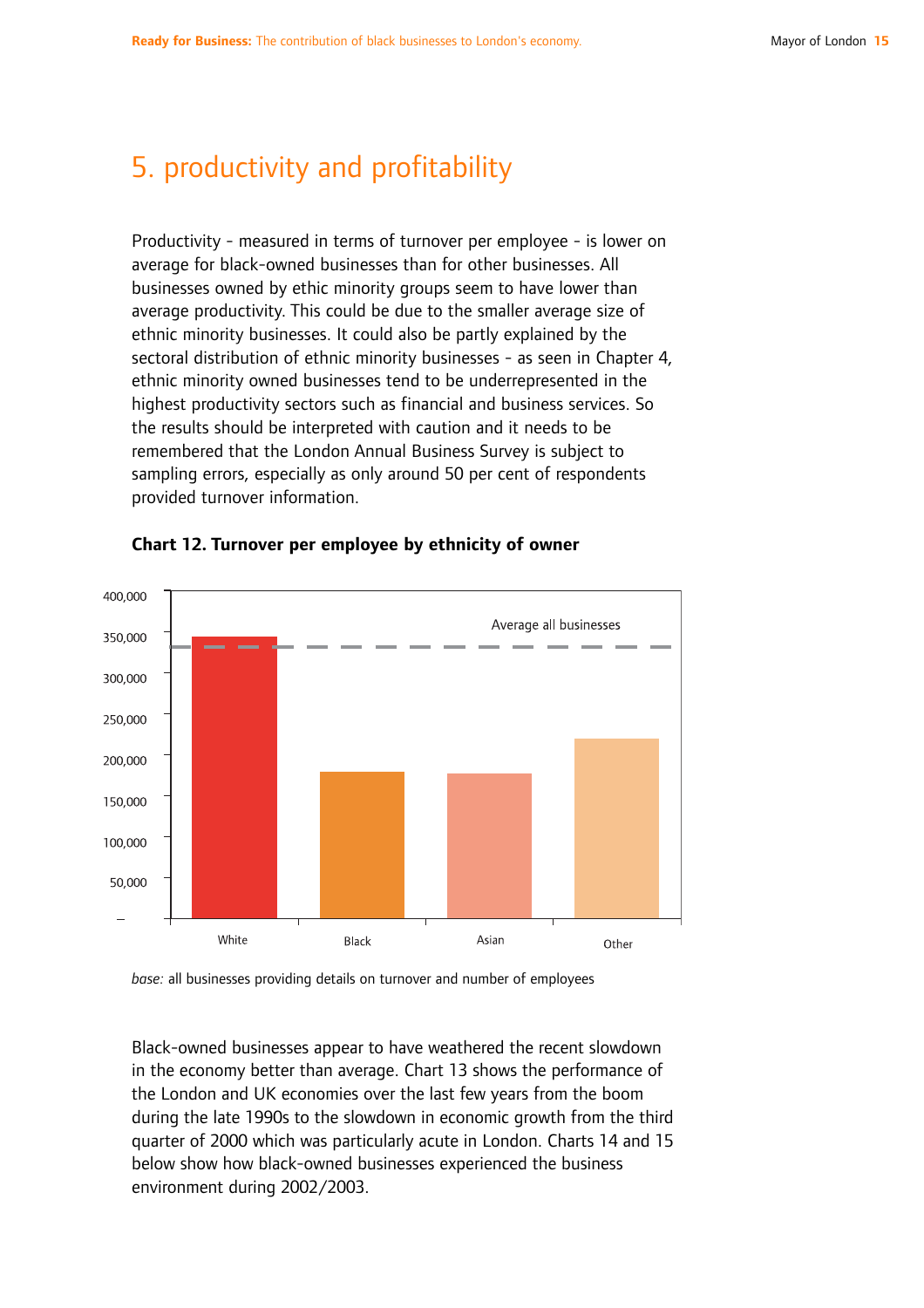# 5. productivity and profitability

Productivity - measured in terms of turnover per employee - is lower on average for black-owned businesses than for other businesses. All businesses owned by ethic minority groups seem to have lower than average productivity. This could be due to the smaller average size of ethnic minority businesses. It could also be partly explained by the sectoral distribution of ethnic minority businesses - as seen in Chapter 4, ethnic minority owned businesses tend to be underrepresented in the highest productivity sectors such as financial and business services. So the results should be interpreted with caution and it needs to be remembered that the London Annual Business Survey is subject to sampling errors, especially as only around 50 per cent of respondents provided turnover information.

**Chart 12. Turnover per employee by ethnicity of owner**

*base:* all businesses providing details on turnover and number of employees

Black-owned businesses appear to have weathered the recent slowdown in the economy better than average. Chart 13 shows the performance of the London and UK economies over the last few years from the boom during the late 1990s to the slowdown in economic growth from the third quarter of 2000 which was particularly acute in London. Charts 14 and 15 below show how black-owned businesses experienced the business environment during 2002/2003.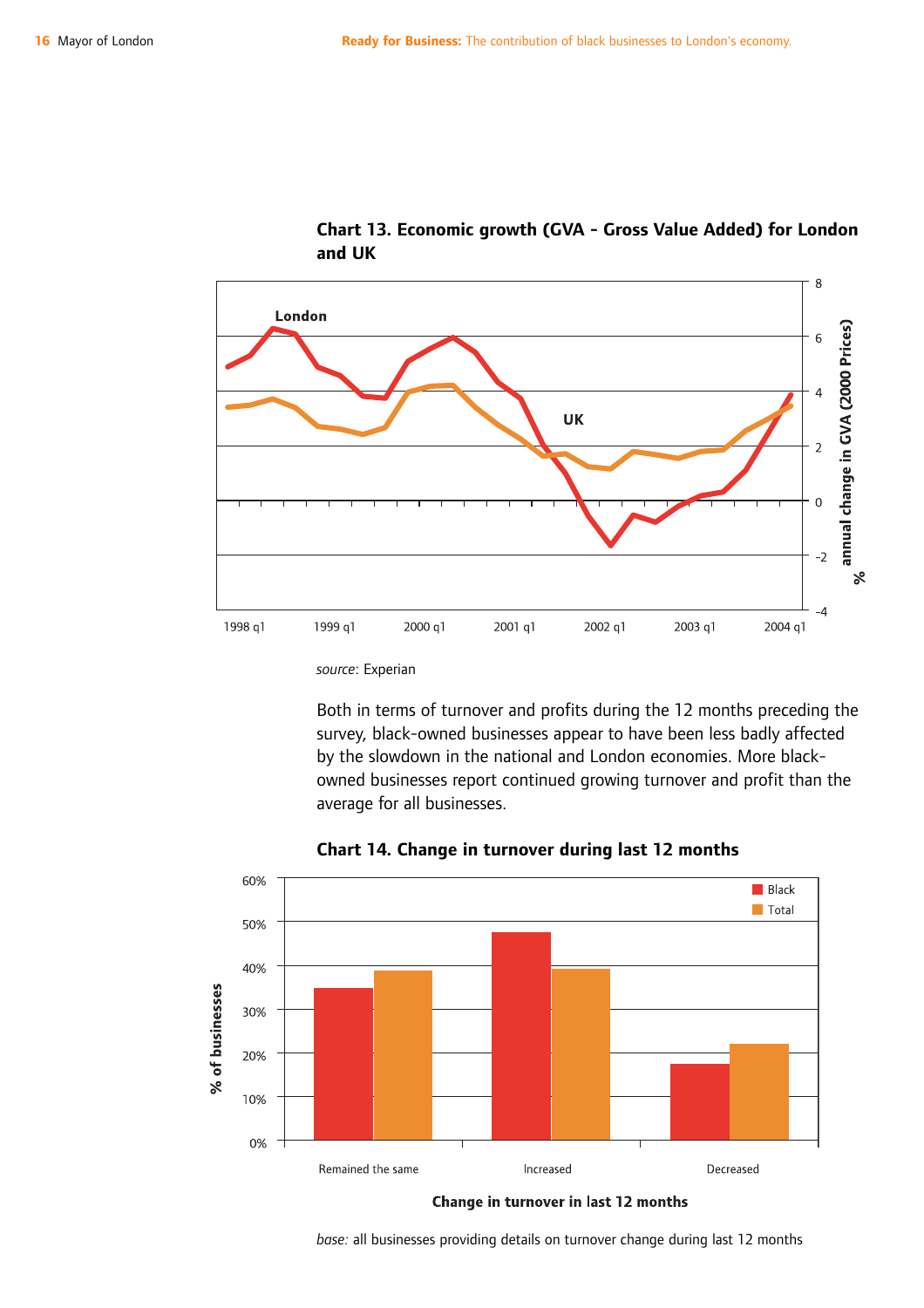**Chart 13. Economic growth (GVA - Gross Value Added) for London and UK**

*source*: Experian

Both in terms of turnover and profits during the 12 months preceding the survey, black-owned businesses appear to have been less badly affected by the slowdown in the national and London economies. More black-owned businesses report continued growing turnover and profit than the average for all businesses.

**Chart 14. Change in turnover during last 12 months**

*base:* all businesses providing details on turnover change during last 12 months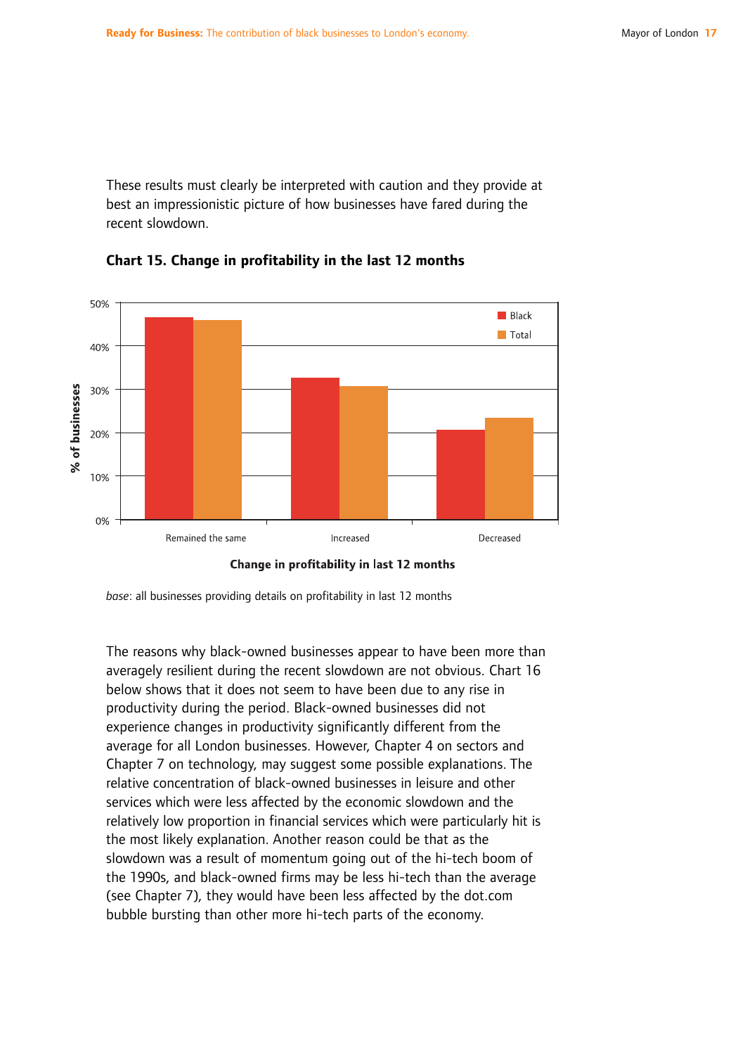These results must clearly be interpreted with caution and they provide at best an impressionistic picture of how businesses have fared during the recent slowdown.

**Chart 15. Change in profitability in the last 12 months**

*base*: all businesses providing details on profitability in last 12 months

The reasons why black-owned businesses appear to have been more than averagely resilient during the recent slowdown are not obvious. Chart 16 below shows that it does not seem to have been due to any rise in productivity during the period. Black-owned businesses did not experience changes in productivity significantly different from the average for all London businesses. However, Chapter 4 on sectors and Chapter 7 on technology, may suggest some possible explanations. The relative concentration of black-owned businesses in leisure and other services which were less affected by the economic slowdown and the relatively low proportion in financial services which were particularly hit is the most likely explanation. Another reason could be that as the slowdown was a result of momentum going out of the hi-tech boom of the 1990s, and black-owned firms may be less hi-tech than the average (see Chapter 7), they would have been less affected by the dot.com bubble bursting than other more hi-tech parts of the economy.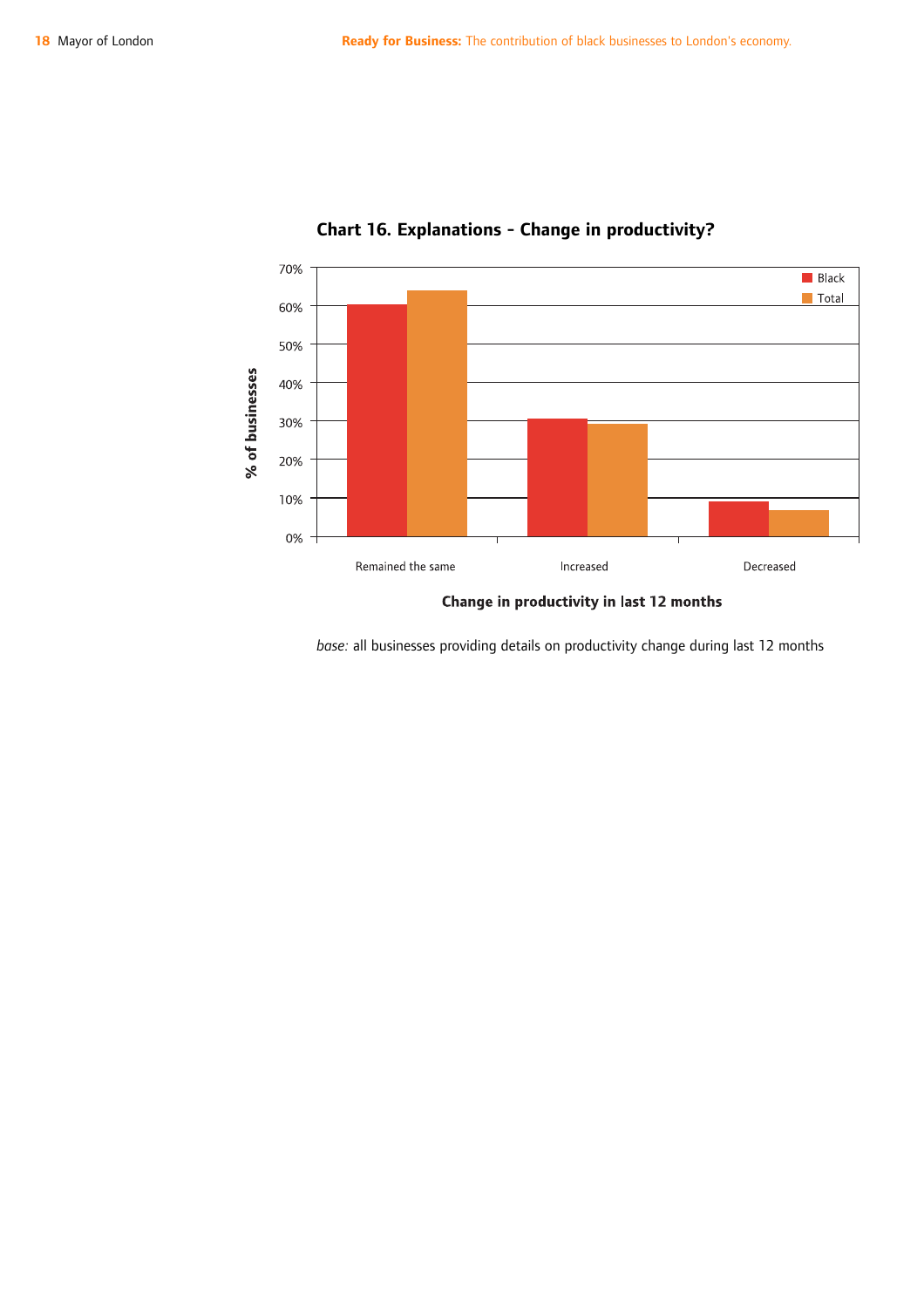**Chart 16. Explanations - Change in productivity?**

| Change in productivity in last 12 months | Black | Total |
|---|---|---|
| Remained the same | 60% | 64% |
| Increased | 31% | 29% |
| Decreased | 9% | 7% |

*base:* all businesses providing details on productivity change during last 12 months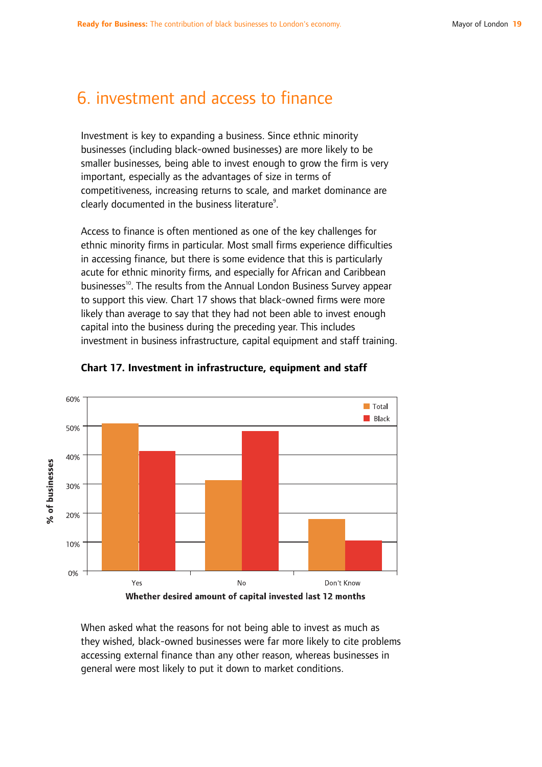# 6. investment and access to finance

Investment is key to expanding a business. Since ethnic minority businesses (including black-owned businesses) are more likely to be smaller businesses, being able to invest enough to grow the firm is very important, especially as the advantages of size in terms of competitiveness, increasing returns to scale, and market dominance are clearly documented in the business literature[9].

Access to finance is often mentioned as one of the key challenges for ethnic minority firms in particular. Most small firms experience difficulties in accessing finance, but there is some evidence that this is particularly acute for ethnic minority firms, and especially for African and Caribbean businesses[10]. The results from the Annual London Business Survey appear to support this view. Chart 17 shows that black-owned firms were more likely than average to say that they had not been able to invest enough capital into the business during the preceding year. This includes investment in business infrastructure, capital equipment and staff training.

**Chart 17. Investment in infrastructure, equipment and staff**

When asked what the reasons for not being able to invest as much as they wished, black-owned businesses were far more likely to cite problems accessing external finance than any other reason, whereas businesses in general were most likely to put it down to market conditions.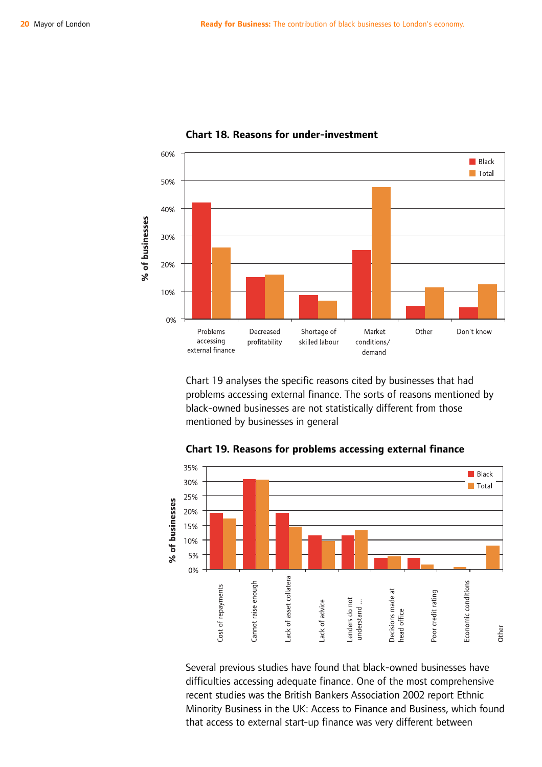**Chart 18. Reasons for under-investment**

Chart 19 analyses the specific reasons cited by businesses that had problems accessing external finance. The sorts of reasons mentioned by black-owned businesses are not statistically different from those mentioned by businesses in general

**Chart 19. Reasons for problems accessing external finance**

Several previous studies have found that black-owned businesses have difficulties accessing adequate finance. One of the most comprehensive recent studies was the British Bankers Association 2002 report Ethnic Minority Business in the UK: Access to Finance and Business, which found that access to external start-up finance was very different between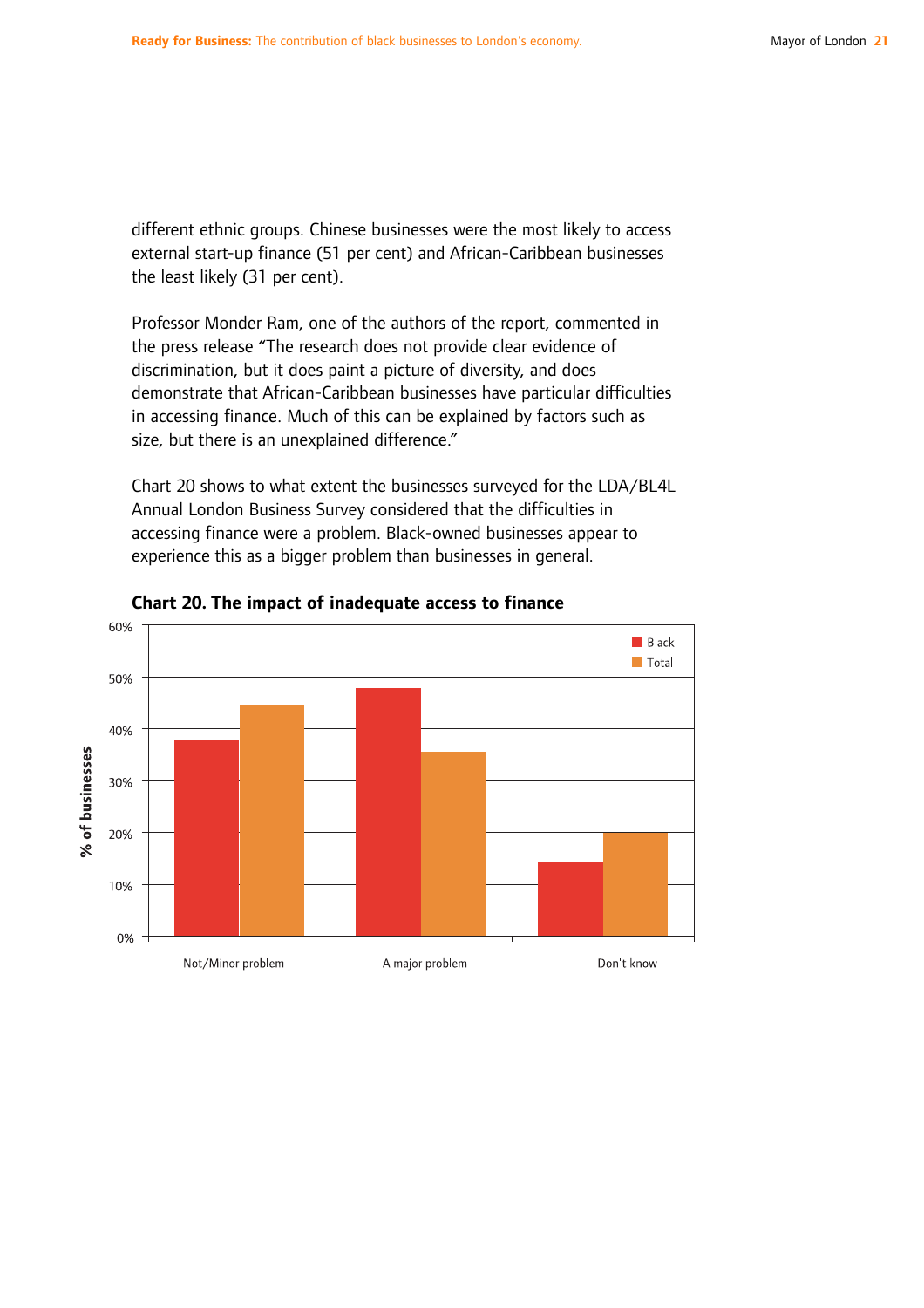different ethnic groups. Chinese businesses were the most likely to access external start-up finance (51 per cent) and African-Caribbean businesses the least likely (31 per cent).

Professor Monder Ram, one of the authors of the report, commented in the press release "The research does not provide clear evidence of discrimination, but it does paint a picture of diversity, and does demonstrate that African-Caribbean businesses have particular difficulties in accessing finance. Much of this can be explained by factors such as size, but there is an unexplained difference."

Chart 20 shows to what extent the businesses surveyed for the LDA/BL4L Annual London Business Survey considered that the difficulties in accessing finance were a problem. Black-owned businesses appear to experience this as a bigger problem than businesses in general.

**Chart 20. The impact of inadequate access to finance**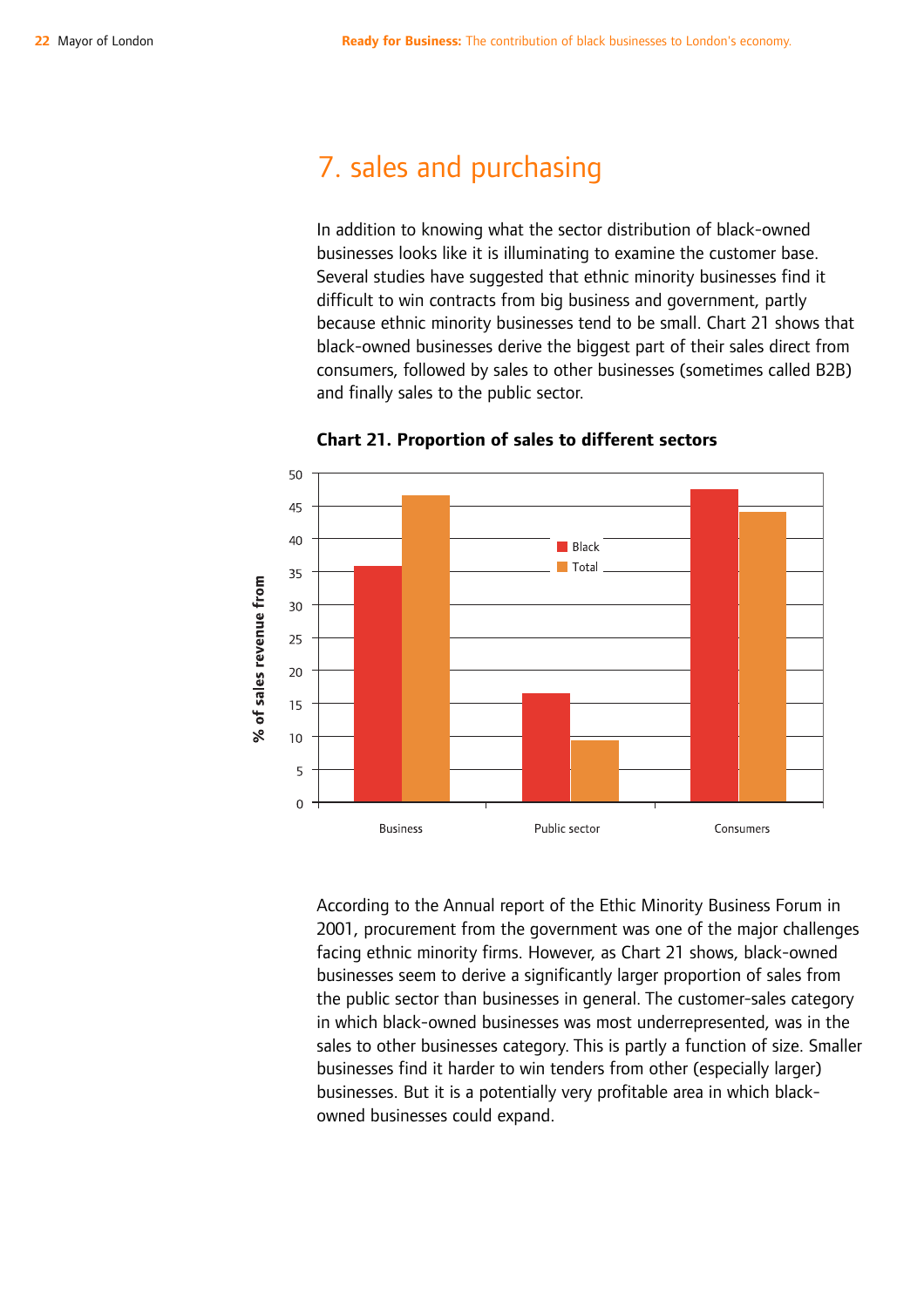# 7. sales and purchasing

In addition to knowing what the sector distribution of black-owned businesses looks like it is illuminating to examine the customer base. Several studies have suggested that ethnic minority businesses find it difficult to win contracts from big business and government, partly because ethnic minority businesses tend to be small. Chart 21 shows that black-owned businesses derive the biggest part of their sales direct from consumers, followed by sales to other businesses (sometimes called B2B) and finally sales to the public sector.

**Chart 21. Proportion of sales to different sectors**

According to the Annual report of the Ethic Minority Business Forum in 2001, procurement from the government was one of the major challenges facing ethnic minority firms. However, as Chart 21 shows, black-owned businesses seem to derive a significantly larger proportion of sales from the public sector than businesses in general. The customer-sales category in which black-owned businesses was most underrepresented, was in the sales to other businesses category. This is partly a function of size. Smaller businesses find it harder to win tenders from other (especially larger) businesses. But it is a potentially very profitable area in which black-owned businesses could expand.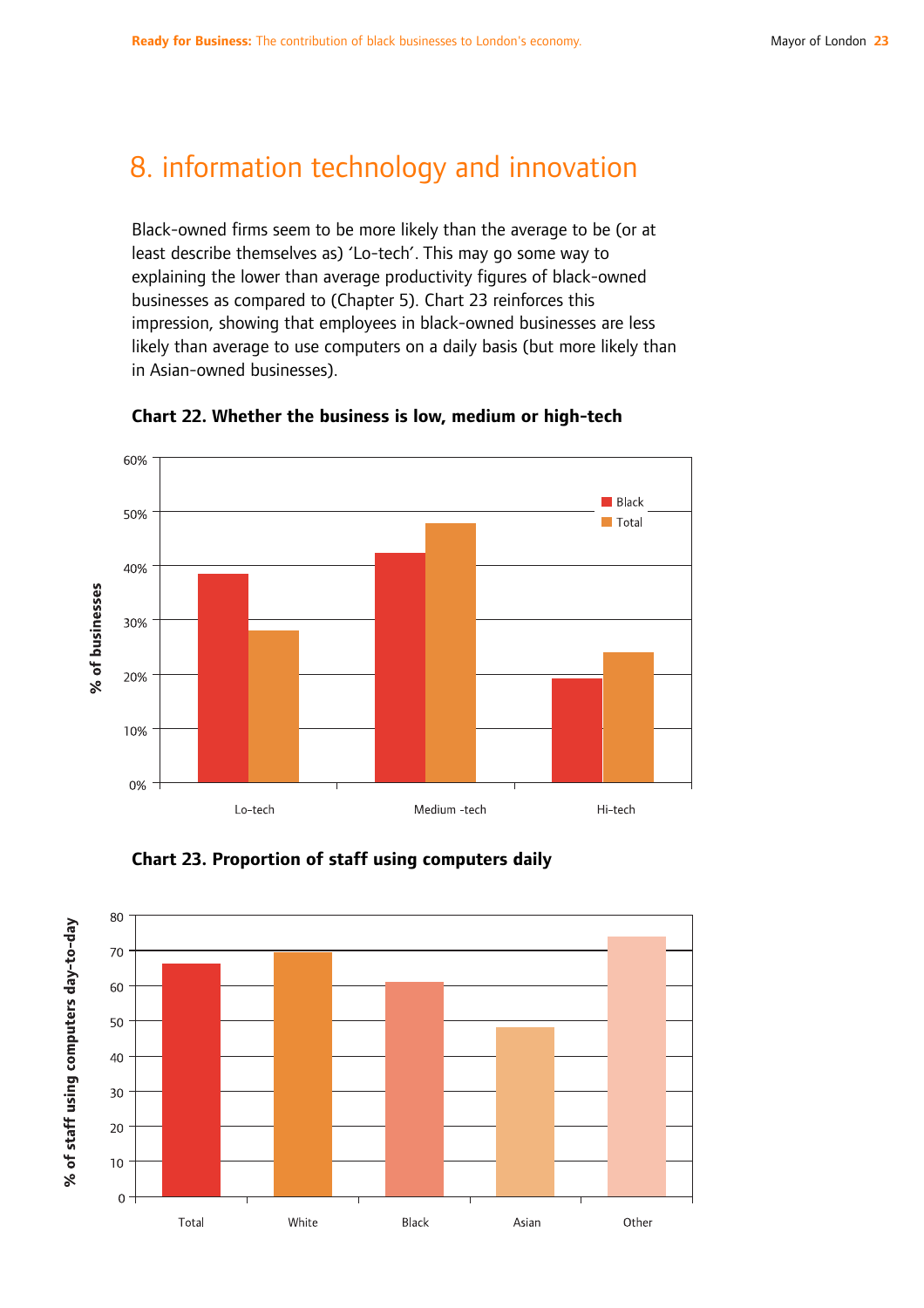# 8. information technology and innovation

Black-owned firms seem to be more likely than the average to be (or at least describe themselves as) 'Lo-tech'. This may go some way to explaining the lower than average productivity figures of black-owned businesses as compared to (Chapter 5). Chart 23 reinforces this impression, showing that employees in black-owned businesses are less likely than average to use computers on a daily basis (but more likely than in Asian-owned businesses).

**Chart 22. Whether the business is low, medium or high-tech**

**Chart 23. Proportion of staff using computers daily**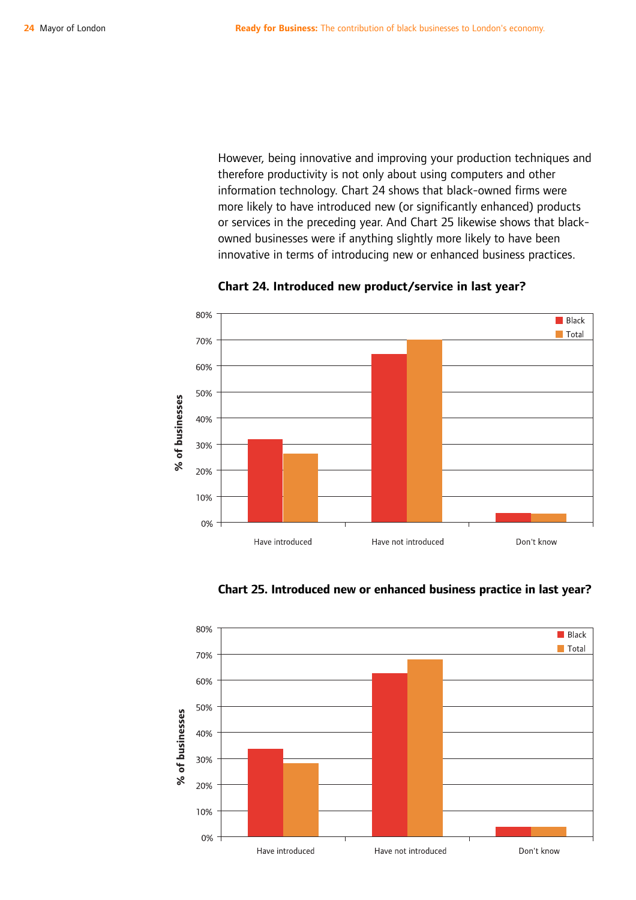However, being innovative and improving your production techniques and therefore productivity is not only about using computers and other information technology. Chart 24 shows that black-owned firms were more likely to have introduced new (or significantly enhanced) products or services in the preceding year. And Chart 25 likewise shows that black-owned businesses were if anything slightly more likely to have been innovative in terms of introducing new or enhanced business practices.

**Chart 24. Introduced new product/service in last year?**

**Chart 25. Introduced new or enhanced business practice in last year?**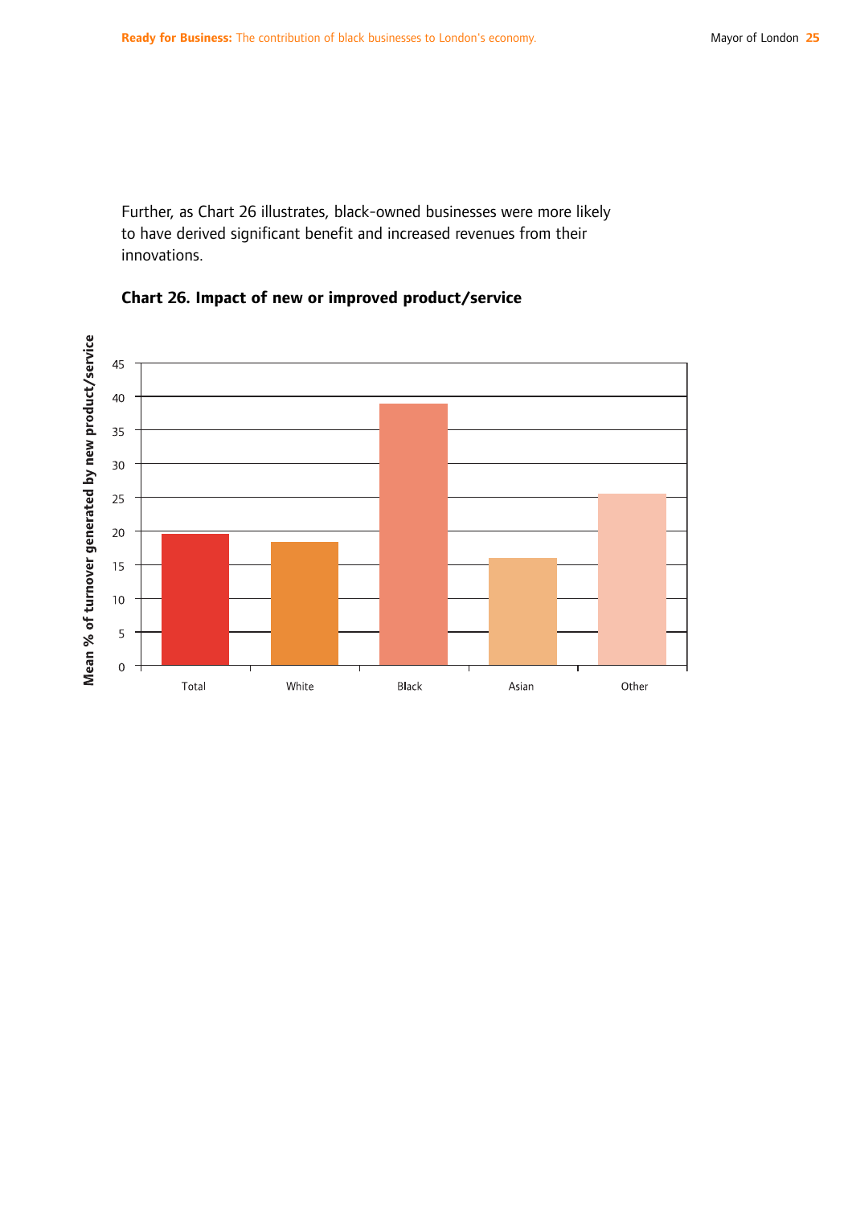Further, as Chart 26 illustrates, black-owned businesses were more likely to have derived significant benefit and increased revenues from their innovations.

**Chart 26. Impact of new or improved product/service**

| | Mean % of turnover generated by new product/service |
|---|---|
| Total | 19.5 |
| White | 18.3 |
| Black | 38.9 |
| Asian | 16 |
| Other | 25.6 |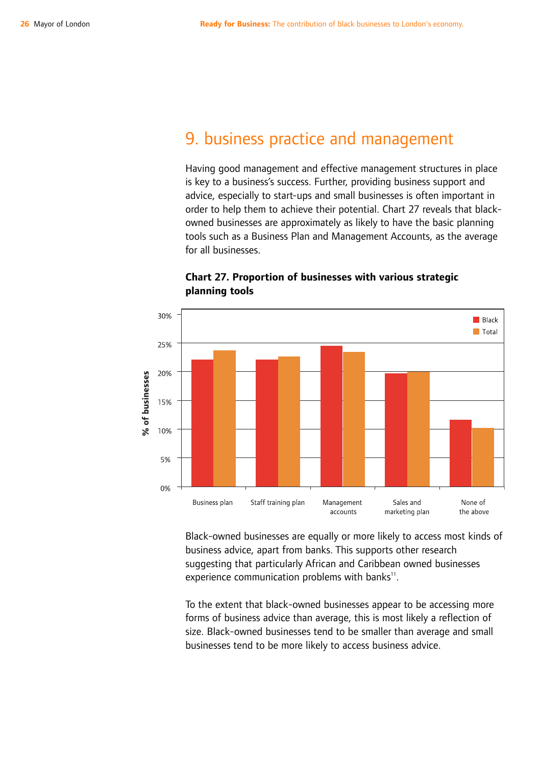# 9. business practice and management

Having good management and effective management structures in place is key to a business's success. Further, providing business support and advice, especially to start-ups and small businesses is often important in order to help them to achieve their potential. Chart 27 reveals that black-owned businesses are approximately as likely to have the basic planning tools such as a Business Plan and Management Accounts, as the average for all businesses.

**Chart 27. Proportion of businesses with various strategic planning tools**

Black-owned businesses are equally or more likely to access most kinds of business advice, apart from banks. This supports other research suggesting that particularly African and Caribbean owned businesses experience communication problems with banks[11].

To the extent that black-owned businesses appear to be accessing more forms of business advice than average, this is most likely a reflection of size. Black-owned businesses tend to be smaller than average and small businesses tend to be more likely to access business advice.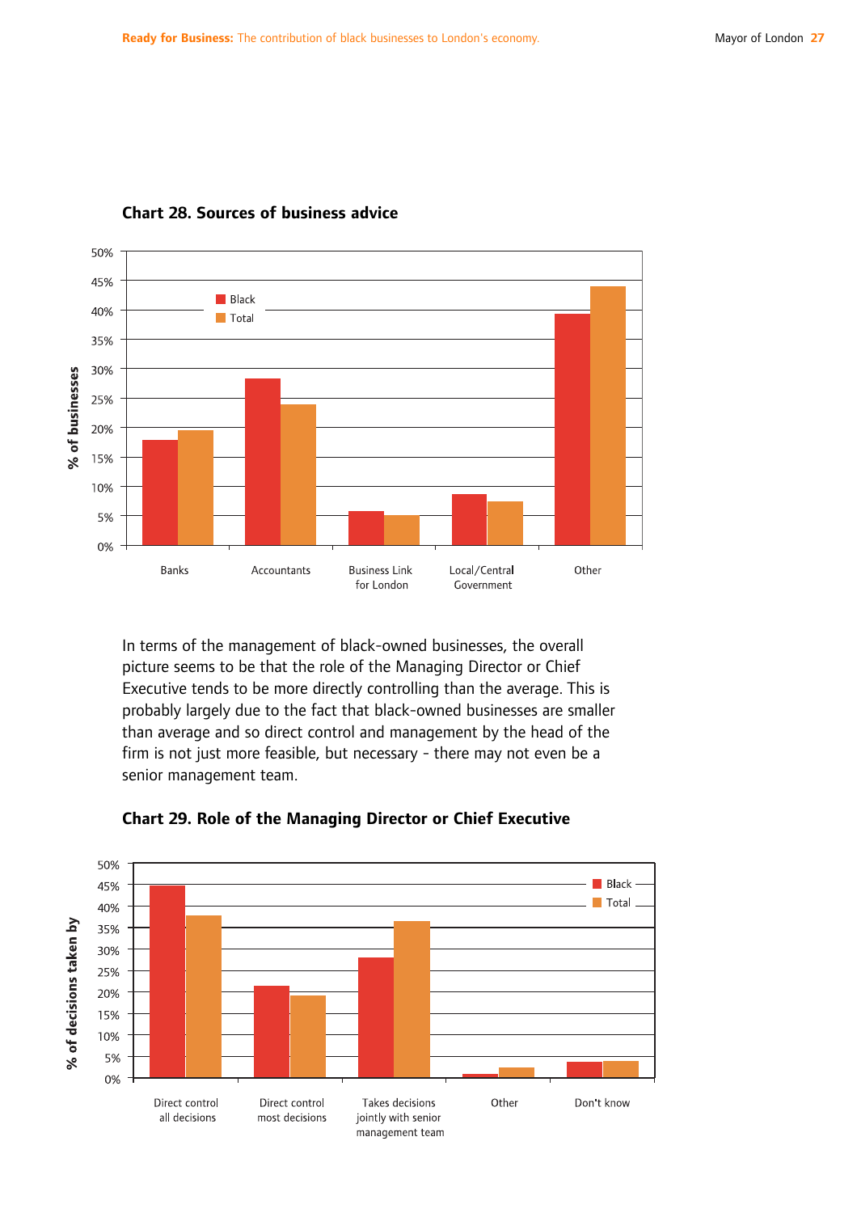**Chart 28. Sources of business advice**

In terms of the management of black-owned businesses, the overall picture seems to be that the role of the Managing Director or Chief Executive tends to be more directly controlling than the average. This is probably largely due to the fact that black-owned businesses are smaller than average and so direct control and management by the head of the firm is not just more feasible, but necessary - there may not even be a senior management team.

**Chart 29. Role of the Managing Director or Chief Executive**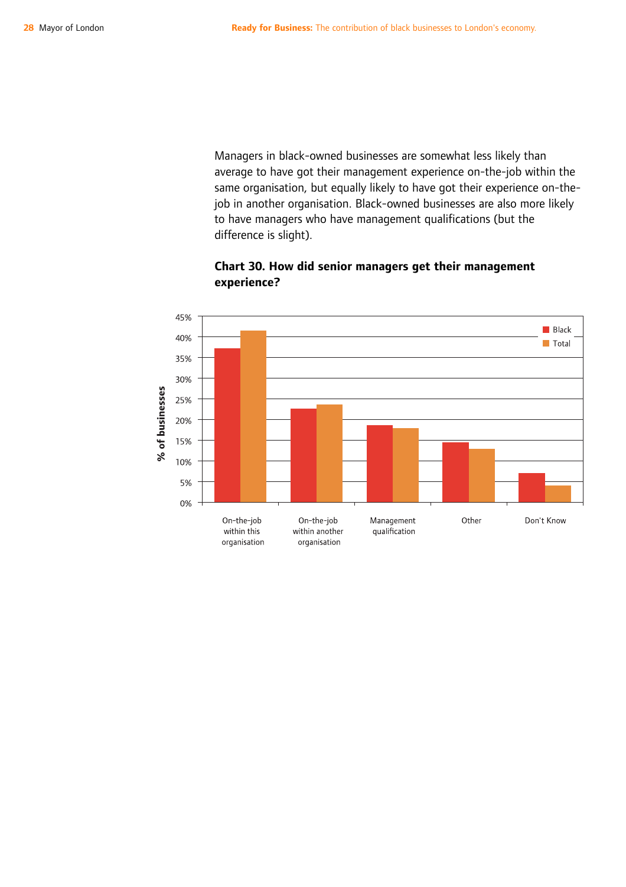Managers in black-owned businesses are somewhat less likely than average to have got their management experience on-the-job within the same organisation, but equally likely to have got their experience on-the-job in another organisation. Black-owned businesses are also more likely to have managers who have management qualifications (but the difference is slight).

**Chart 30. How did senior managers get their management experience?**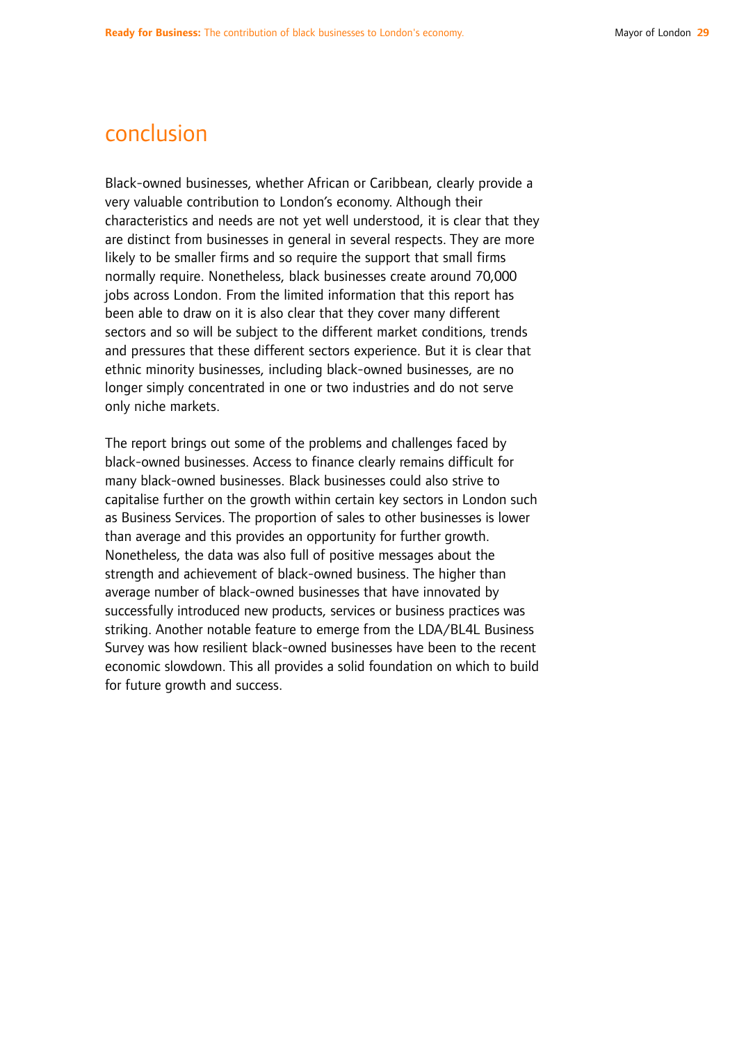# conclusion

Black-owned businesses, whether African or Caribbean, clearly provide a very valuable contribution to London's economy. Although their characteristics and needs are not yet well understood, it is clear that they are distinct from businesses in general in several respects. They are more likely to be smaller firms and so require the support that small firms normally require. Nonetheless, black businesses create around 70,000 jobs across London. From the limited information that this report has been able to draw on it is also clear that they cover many different sectors and so will be subject to the different market conditions, trends and pressures that these different sectors experience. But it is clear that ethnic minority businesses, including black-owned businesses, are no longer simply concentrated in one or two industries and do not serve only niche markets.

The report brings out some of the problems and challenges faced by black-owned businesses. Access to finance clearly remains difficult for many black-owned businesses. Black businesses could also strive to capitalise further on the growth within certain key sectors in London such as Business Services. The proportion of sales to other businesses is lower than average and this provides an opportunity for further growth. Nonetheless, the data was also full of positive messages about the strength and achievement of black-owned business. The higher than average number of black-owned businesses that have innovated by successfully introduced new products, services or business practices was striking. Another notable feature to emerge from the LDA/BL4L Business Survey was how resilient black-owned businesses have been to the recent economic slowdown. This all provides a solid foundation on which to build for future growth and success.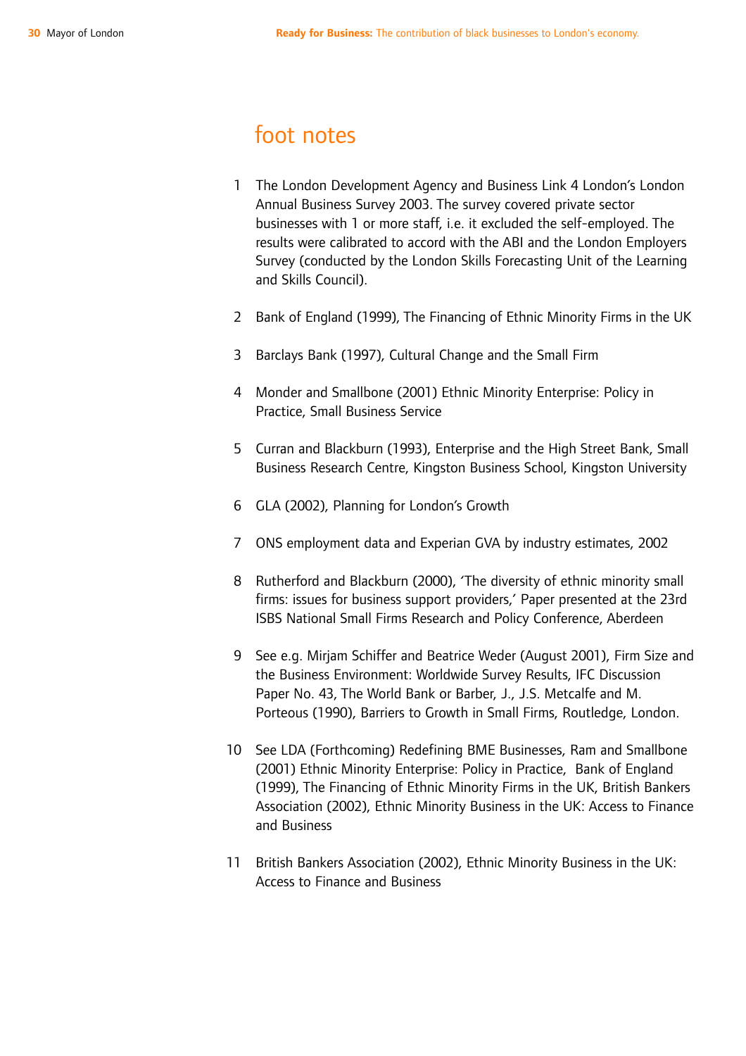## foot notes

1. The London Development Agency and Business Link 4 London's London Annual Business Survey 2003. The survey covered private sector businesses with 1 or more staff, i.e. it excluded the self-employed. The results were calibrated to accord with the ABI and the London Employers Survey (conducted by the London Skills Forecasting Unit of the Learning and Skills Council).

2. Bank of England (1999), The Financing of Ethnic Minority Firms in the UK

3. Barclays Bank (1997), Cultural Change and the Small Firm

4. Monder and Smallbone (2001) Ethnic Minority Enterprise: Policy in Practice, Small Business Service

5. Curran and Blackburn (1993), Enterprise and the High Street Bank, Small Business Research Centre, Kingston Business School, Kingston University

6. GLA (2002), Planning for London's Growth

7. ONS employment data and Experian GVA by industry estimates, 2002

8. Rutherford and Blackburn (2000), 'The diversity of ethnic minority small firms: issues for business support providers,' Paper presented at the 23rd ISBS National Small Firms Research and Policy Conference, Aberdeen

9. See e.g. Mirjam Schiffer and Beatrice Weder (August 2001), Firm Size and the Business Environment: Worldwide Survey Results, IFC Discussion Paper No. 43, The World Bank or Barber, J., J.S. Metcalfe and M. Porteous (1990), Barriers to Growth in Small Firms, Routledge, London.

10. See LDA (Forthcoming) Redefining BME Businesses, Ram and Smallbone (2001) Ethnic Minority Enterprise: Policy in Practice, Bank of England (1999), The Financing of Ethnic Minority Firms in the UK, British Bankers Association (2002), Ethnic Minority Business in the UK: Access to Finance and Business

11. British Bankers Association (2002), Ethnic Minority Business in the UK: Access to Finance and Business